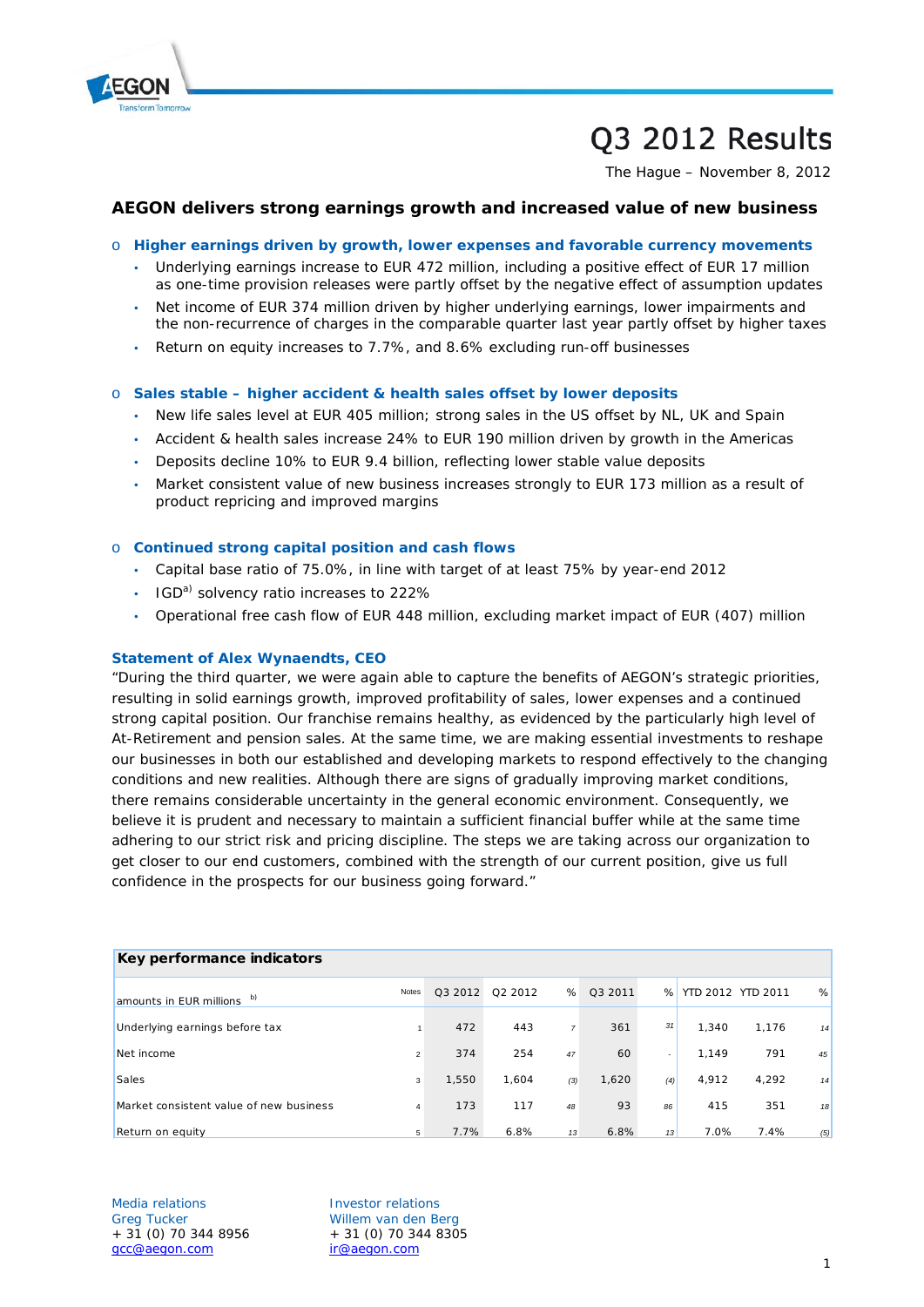# Q3 2012 Results

The Hague – November 8, 2012

## AEGON delivers strong earnings growth and increased value of new business

- **Higher earnings driven by growth, lower expenses and favorable currency movements**
  - Underlying earnings increase to EUR 472 million, including a positive effect of EUR 17 million as one-time provision releases were partly offset by the negative effect of assumption updates
  - Net income of EUR 374 million driven by higher underlying earnings, lower impairments and the non-recurrence of charges in the comparable quarter last year partly offset by higher taxes
  - Return on equity increases to 7.7%, and 8.6% excluding run-off businesses

- **Sales stable – higher accident & health sales offset by lower deposits**
  - New life sales level at EUR 405 million; strong sales in the US offset by NL, UK and Spain
  - Accident & health sales increase 24% to EUR 190 million driven by growth in the Americas
  - Deposits decline 10% to EUR 9.4 billion, reflecting lower stable value deposits
  - Market consistent value of new business increases strongly to EUR 173 million as a result of product repricing and improved margins

- **Continued strong capital position and cash flows**
  - Capital base ratio of 75.0%, in line with target of at least 75% by year-end 2012
  - IGD[a)] solvency ratio increases to 222%
  - Operational free cash flow of EUR 448 million, excluding market impact of EUR (407) million

### Statement of Alex Wynaendts, CEO

"During the third quarter, we were again able to capture the benefits of AEGON's strategic priorities, resulting in solid earnings growth, improved profitability of sales, lower expenses and a continued strong capital position. Our franchise remains healthy, as evidenced by the particularly high level of At-Retirement and pension sales. At the same time, we are making essential investments to reshape our businesses in both our established and developing markets to respond effectively to the changing conditions and new realities. Although there are signs of gradually improving market conditions, there remains considerable uncertainty in the general economic environment. Consequently, we believe it is prudent and necessary to maintain a sufficient financial buffer while at the same time adhering to our strict risk and pricing discipline. The steps we are taking across our organization to get closer to our end customers, combined with the strength of our current position, give us full confidence in the prospects for our business going forward."

**Key performance indicators**

| amounts in EUR millions [b)] | Notes | Q3 2012 | Q2 2012 | % | Q3 2011 | % | YTD 2012 | YTD 2011 | % |
|---|---|---|---|---|---|---|---|---|---|
| Underlying earnings before tax | 1 | 472 | 443 | 7 | 361 | 31 | 1,340 | 1,176 | 14 |
| Net income | 2 | 374 | 254 | 47 | 60 | - | 1,149 | 791 | 45 |
| Sales | 3 | 1,550 | 1,604 | (3) | 1,620 | (4) | 4,912 | 4,292 | 14 |
| Market consistent value of new business | 4 | 173 | 117 | 48 | 93 | 86 | 415 | 351 | 18 |
| Return on equity | 5 | 7.7% | 6.8% | 13 | 6.8% | 13 | 7.0% | 7.4% | (5) |

Media relations
Greg Tucker
+ 31 (0) 70 344 8956
gcc@aegon.com

Investor relations
Willem van den Berg
+ 31 (0) 70 344 8305
ir@aegon.com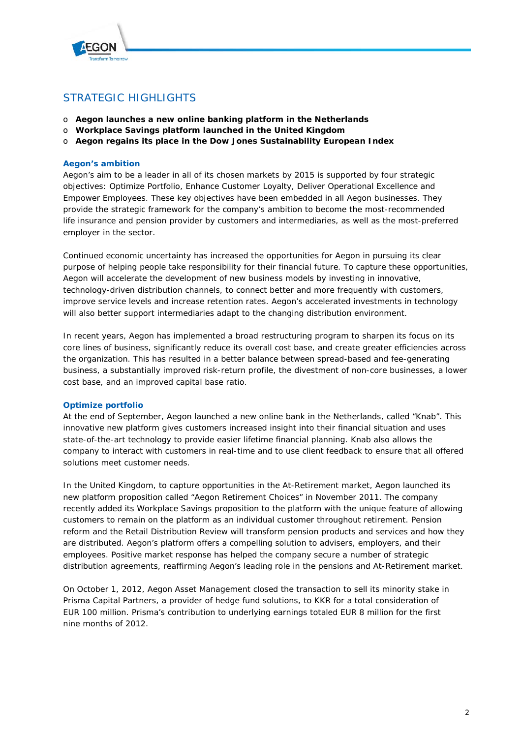## STRATEGIC HIGHLIGHTS

- **Aegon launches a new online banking platform in the Netherlands**
- **Workplace Savings platform launched in the United Kingdom**
- **Aegon regains its place in the Dow Jones Sustainability European Index**

### Aegon's ambition

Aegon's aim to be a leader in all of its chosen markets by 2015 is supported by four strategic objectives: Optimize Portfolio, Enhance Customer Loyalty, Deliver Operational Excellence and Empower Employees. These key objectives have been embedded in all Aegon businesses. They provide the strategic framework for the company's ambition to become the most-recommended life insurance and pension provider by customers and intermediaries, as well as the most-preferred employer in the sector.

Continued economic uncertainty has increased the opportunities for Aegon in pursuing its clear purpose of helping people take responsibility for their financial future. To capture these opportunities, Aegon will accelerate the development of new business models by investing in innovative, technology-driven distribution channels, to connect better and more frequently with customers, improve service levels and increase retention rates. Aegon's accelerated investments in technology will also better support intermediaries adapt to the changing distribution environment.

In recent years, Aegon has implemented a broad restructuring program to sharpen its focus on its core lines of business, significantly reduce its overall cost base, and create greater efficiencies across the organization. This has resulted in a better balance between spread-based and fee-generating business, a substantially improved risk-return profile, the divestment of non-core businesses, a lower cost base, and an improved capital base ratio.

### Optimize portfolio

At the end of September, Aegon launched a new online bank in the Netherlands, called "Knab". This innovative new platform gives customers increased insight into their financial situation and uses state-of-the-art technology to provide easier lifetime financial planning. Knab also allows the company to interact with customers in real-time and to use client feedback to ensure that all offered solutions meet customer needs.

In the United Kingdom, to capture opportunities in the At-Retirement market, Aegon launched its new platform proposition called "Aegon Retirement Choices" in November 2011. The company recently added its Workplace Savings proposition to the platform with the unique feature of allowing customers to remain on the platform as an individual customer throughout retirement. Pension reform and the Retail Distribution Review will transform pension products and services and how they are distributed. Aegon's platform offers a compelling solution to advisers, employers, and their employees. Positive market response has helped the company secure a number of strategic distribution agreements, reaffirming Aegon's leading role in the pensions and At-Retirement market.

On October 1, 2012, Aegon Asset Management closed the transaction to sell its minority stake in Prisma Capital Partners, a provider of hedge fund solutions, to KKR for a total consideration of EUR 100 million. Prisma's contribution to underlying earnings totaled EUR 8 million for the first nine months of 2012.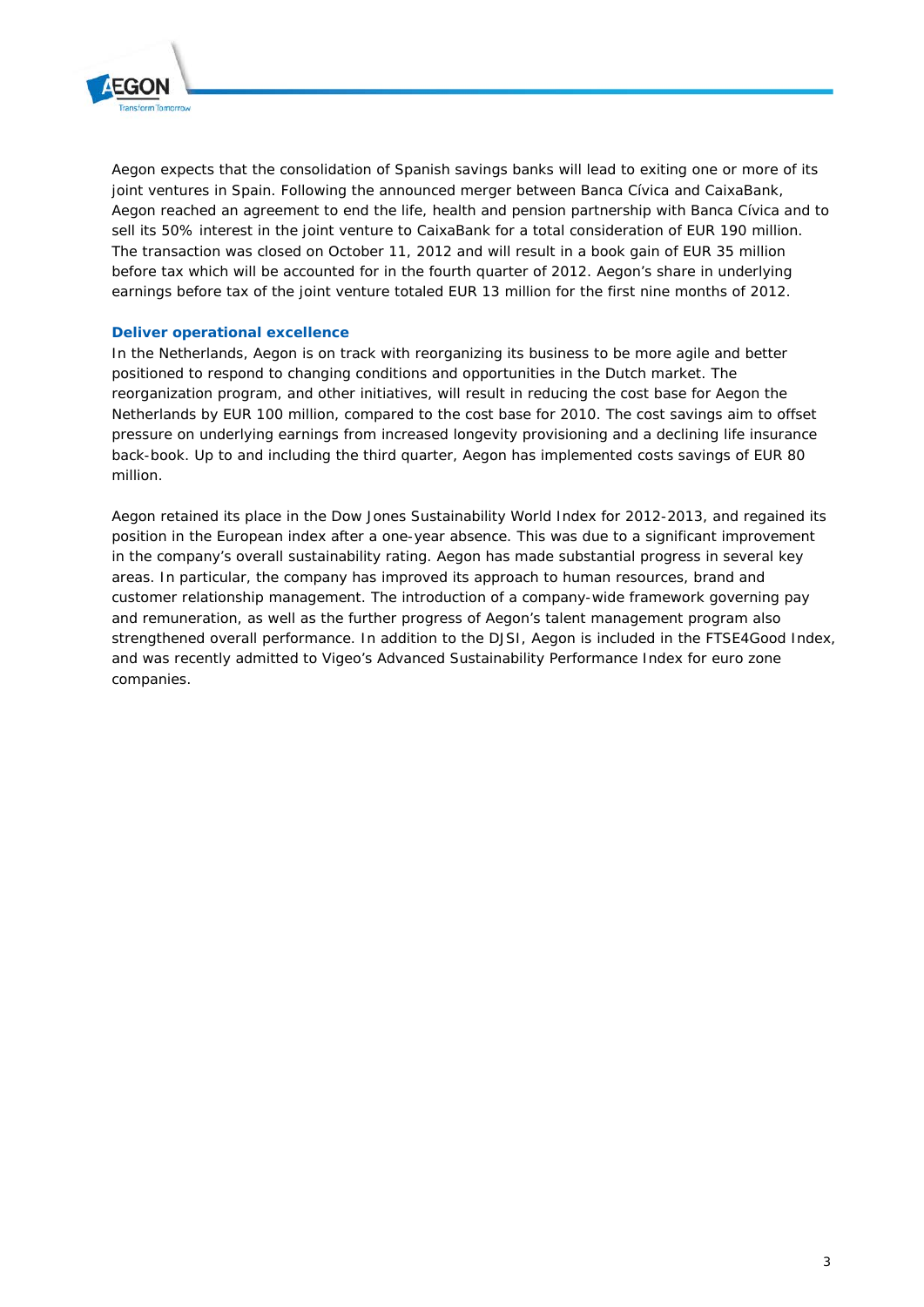Aegon expects that the consolidation of Spanish savings banks will lead to exiting one or more of its joint ventures in Spain. Following the announced merger between Banca Cívica and CaixaBank, Aegon reached an agreement to end the life, health and pension partnership with Banca Cívica and to sell its 50% interest in the joint venture to CaixaBank for a total consideration of EUR 190 million. The transaction was closed on October 11, 2012 and will result in a book gain of EUR 35 million before tax which will be accounted for in the fourth quarter of 2012. Aegon's share in underlying earnings before tax of the joint venture totaled EUR 13 million for the first nine months of 2012.

**Deliver operational excellence**

In the Netherlands, Aegon is on track with reorganizing its business to be more agile and better positioned to respond to changing conditions and opportunities in the Dutch market. The reorganization program, and other initiatives, will result in reducing the cost base for Aegon the Netherlands by EUR 100 million, compared to the cost base for 2010. The cost savings aim to offset pressure on underlying earnings from increased longevity provisioning and a declining life insurance back-book. Up to and including the third quarter, Aegon has implemented costs savings of EUR 80 million.

Aegon retained its place in the Dow Jones Sustainability World Index for 2012-2013, and regained its position in the European index after a one-year absence. This was due to a significant improvement in the company's overall sustainability rating. Aegon has made substantial progress in several key areas. In particular, the company has improved its approach to human resources, brand and customer relationship management. The introduction of a company-wide framework governing pay and remuneration, as well as the further progress of Aegon's talent management program also strengthened overall performance. In addition to the DJSI, Aegon is included in the FTSE4Good Index, and was recently admitted to Vigeo's Advanced Sustainability Performance Index for euro zone companies.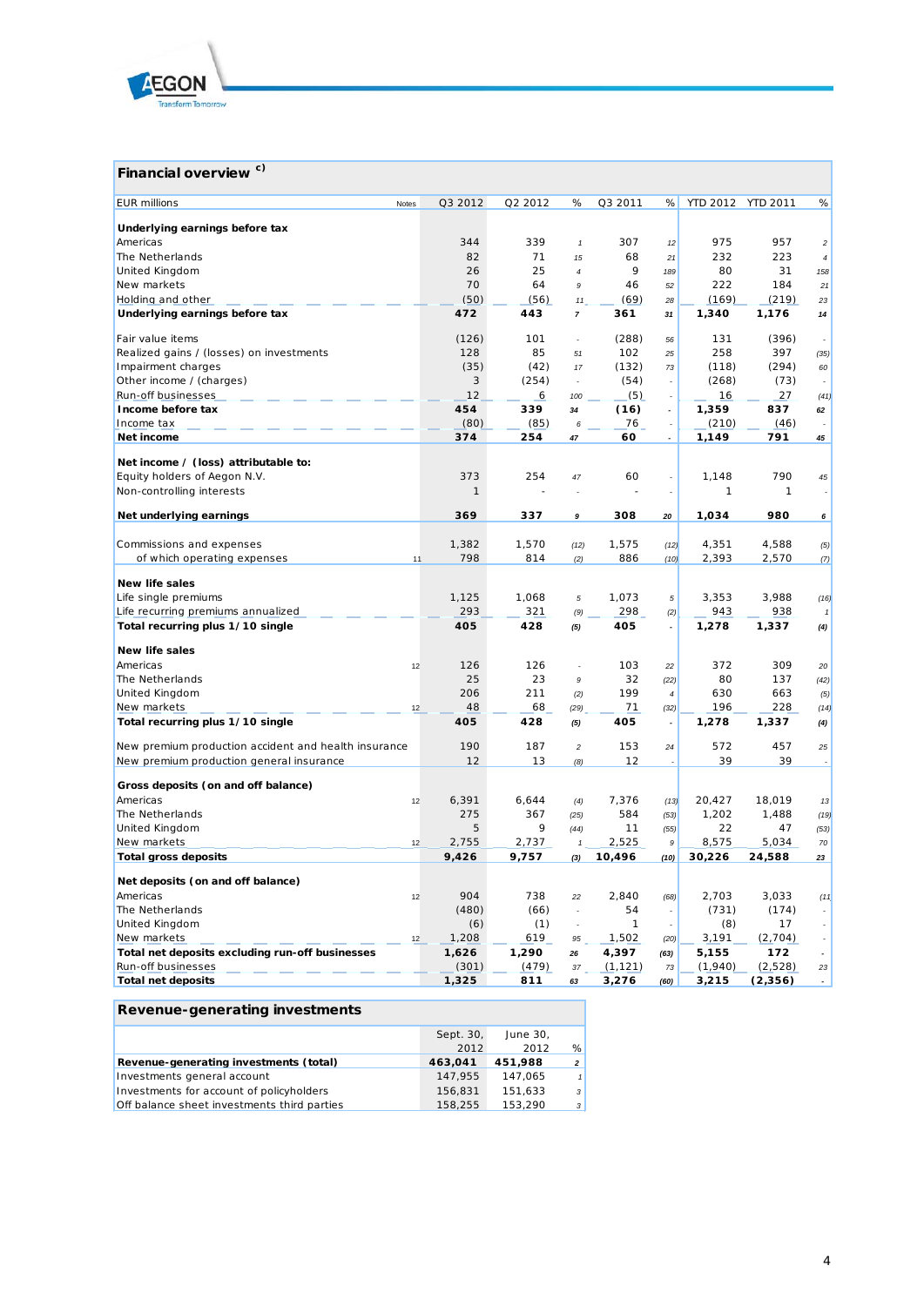## Financial overview [c)]

| EUR millions | Notes | Q3 2012 | Q2 2012 | % | Q3 2011 | % | YTD 2012 | YTD 2011 | % |
|---|---|---|---|---|---|---|---|---|---|
| **Underlying earnings before tax** | | | | | | | | | |
| Americas | | 344 | 339 | 1 | 307 | 12 | 975 | 957 | 2 |
| The Netherlands | | 82 | 71 | 15 | 68 | 21 | 232 | 223 | 4 |
| United Kingdom | | 26 | 25 | 4 | 9 | 189 | 80 | 31 | 158 |
| New markets | | 70 | 64 | 9 | 46 | 52 | 222 | 184 | 21 |
| Holding and other | | (50) | (56) | 11 | (69) | 28 | (169) | (219) | 23 |
| **Underlying earnings before tax** | | **472** | **443** | **7** | **361** | **31** | **1,340** | **1,176** | **14** |
| | | | | | | | | | |
| Fair value items | | (126) | 101 | - | (288) | 56 | 131 | (396) | - |
| Realized gains / (losses) on investments | | 128 | 85 | 51 | 102 | 25 | 258 | 397 | (35) |
| Impairment charges | | (35) | (42) | 17 | (132) | 73 | (118) | (294) | 60 |
| Other income / (charges) | | 3 | (254) | - | (54) | - | (268) | (73) | - |
| Run-off businesses | | 12 | 6 | 100 | (5) | - | 16 | 27 | (41) |
| **Income before tax** | | **454** | **339** | **34** | **(16)** | **-** | **1,359** | **837** | **62** |
| Income tax | | (80) | (85) | 6 | 76 | - | (210) | (46) | - |
| **Net income** | | **374** | **254** | **47** | **60** | **-** | **1,149** | **791** | **45** |
| | | | | | | | | | |
| **Net income / (loss) attributable to:** | | | | | | | | | |
| Equity holders of Aegon N.V. | | 373 | 254 | 47 | 60 | - | 1,148 | 790 | 45 |
| Non-controlling interests | | 1 | - | - | - | - | 1 | 1 | - |
| | | | | | | | | | |
| **Net underlying earnings** | | **369** | **337** | **9** | **308** | **20** | **1,034** | **980** | **6** |
| | | | | | | | | | |
| Commissions and expenses | | 1,382 | 1,570 | (12) | 1,575 | (12) | 4,351 | 4,588 | (5) |
| of which operating expenses | 11 | 798 | 814 | (2) | 886 | (10) | 2,393 | 2,570 | (7) |
| | | | | | | | | | |
| **New life sales** | | | | | | | | | |
| Life single premiums | | 1,125 | 1,068 | 5 | 1,073 | 5 | 3,353 | 3,988 | (16) |
| Life recurring premiums annualized | | 293 | 321 | (9) | 298 | (2) | 943 | 938 | 1 |
| **Total recurring plus 1/10 single** | | **405** | **428** | **(5)** | **405** | **-** | **1,278** | **1,337** | **(4)** |
| | | | | | | | | | |
| **New life sales** | | | | | | | | | |
| Americas | 12 | 126 | 126 | - | 103 | 22 | 372 | 309 | 20 |
| The Netherlands | | 25 | 23 | 9 | 32 | (22) | 80 | 137 | (42) |
| United Kingdom | | 206 | 211 | (2) | 199 | 4 | 630 | 663 | (5) |
| New markets | 12 | 48 | 68 | (29) | 71 | (32) | 196 | 228 | (14) |
| **Total recurring plus 1/10 single** | | **405** | **428** | **(5)** | **405** | **-** | **1,278** | **1,337** | **(4)** |
| | | | | | | | | | |
| New premium production accident and health insurance | | 190 | 187 | 2 | 153 | 24 | 572 | 457 | 25 |
| New premium production general insurance | | 12 | 13 | (8) | 12 | - | 39 | 39 | - |
| | | | | | | | | | |
| **Gross deposits (on and off balance)** | | | | | | | | | |
| Americas | 12 | 6,391 | 6,644 | (4) | 7,376 | (13) | 20,427 | 18,019 | 13 |
| The Netherlands | | 275 | 367 | (25) | 584 | (53) | 1,202 | 1,488 | (19) |
| United Kingdom | | 5 | 9 | (44) | 11 | (55) | 22 | 47 | (53) |
| New markets | 12 | 2,755 | 2,737 | 1 | 2,525 | 9 | 8,575 | 5,034 | 70 |
| **Total gross deposits** | | **9,426** | **9,757** | **(3)** | **10,496** | **(10)** | **30,226** | **24,588** | **23** |
| | | | | | | | | | |
| **Net deposits (on and off balance)** | | | | | | | | | |
| Americas | 12 | 904 | 738 | 22 | 2,840 | (68) | 2,703 | 3,033 | (11) |
| The Netherlands | | (480) | (66) | - | 54 | - | (731) | (174) | - |
| United Kingdom | | (6) | (1) | - | 1 | - | (8) | 17 | - |
| New markets | 12 | 1,208 | 619 | 95 | 1,502 | (20) | 3,191 | (2,704) | - |
| **Total net deposits excluding run-off businesses** | | **1,626** | **1,290** | **26** | **4,397** | **(63)** | **5,155** | **172** | **-** |
| Run-off businesses | | (301) | (479) | 37 | (1,121) | 73 | (1,940) | (2,528) | 23 |
| **Total net deposits** | | **1,325** | **811** | **63** | **3,276** | **(60)** | **3,215** | **(2,356)** | **-** |

## Revenue-generating investments

| | Sept. 30, 2012 | June 30, 2012 | % |
|---|---|---|---|
| **Revenue-generating investments (total)** | **463,041** | **451,988** | **2** |
| Investments general account | 147,955 | 147,065 | 1 |
| Investments for account of policyholders | 156,831 | 151,633 | 3 |
| Off balance sheet investments third parties | 158,255 | 153,290 | 3 |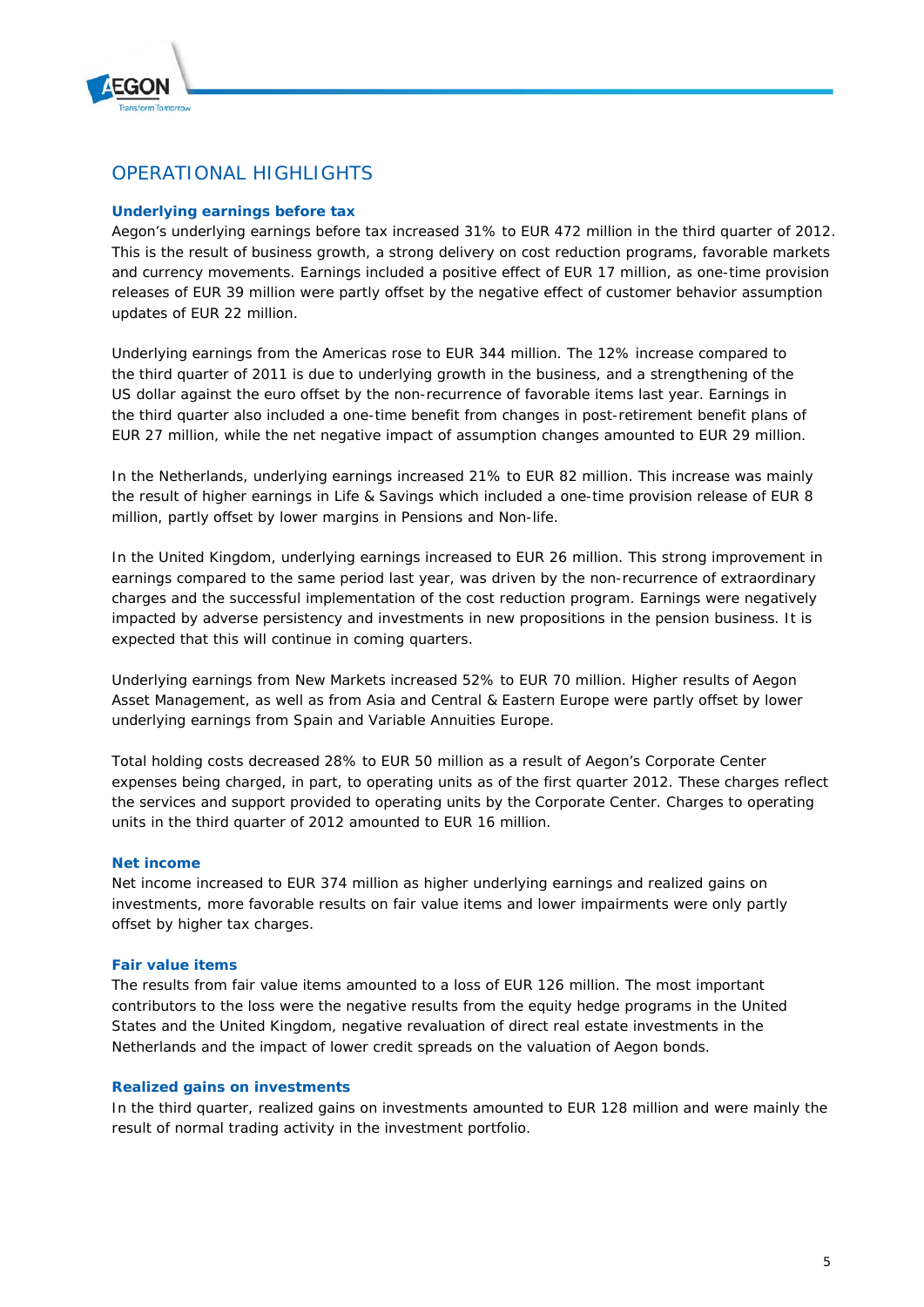## OPERATIONAL HIGHLIGHTS

### Underlying earnings before tax

Aegon's underlying earnings before tax increased 31% to EUR 472 million in the third quarter of 2012. This is the result of business growth, a strong delivery on cost reduction programs, favorable markets and currency movements. Earnings included a positive effect of EUR 17 million, as one-time provision releases of EUR 39 million were partly offset by the negative effect of customer behavior assumption updates of EUR 22 million.

Underlying earnings from the Americas rose to EUR 344 million. The 12% increase compared to the third quarter of 2011 is due to underlying growth in the business, and a strengthening of the US dollar against the euro offset by the non-recurrence of favorable items last year. Earnings in the third quarter also included a one-time benefit from changes in post-retirement benefit plans of EUR 27 million, while the net negative impact of assumption changes amounted to EUR 29 million.

In the Netherlands, underlying earnings increased 21% to EUR 82 million. This increase was mainly the result of higher earnings in Life & Savings which included a one-time provision release of EUR 8 million, partly offset by lower margins in Pensions and Non-life.

In the United Kingdom, underlying earnings increased to EUR 26 million. This strong improvement in earnings compared to the same period last year, was driven by the non-recurrence of extraordinary charges and the successful implementation of the cost reduction program. Earnings were negatively impacted by adverse persistency and investments in new propositions in the pension business. It is expected that this will continue in coming quarters.

Underlying earnings from New Markets increased 52% to EUR 70 million. Higher results of Aegon Asset Management, as well as from Asia and Central & Eastern Europe were partly offset by lower underlying earnings from Spain and Variable Annuities Europe.

Total holding costs decreased 28% to EUR 50 million as a result of Aegon's Corporate Center expenses being charged, in part, to operating units as of the first quarter 2012. These charges reflect the services and support provided to operating units by the Corporate Center. Charges to operating units in the third quarter of 2012 amounted to EUR 16 million.

### Net income

Net income increased to EUR 374 million as higher underlying earnings and realized gains on investments, more favorable results on fair value items and lower impairments were only partly offset by higher tax charges.

### Fair value items

The results from fair value items amounted to a loss of EUR 126 million. The most important contributors to the loss were the negative results from the equity hedge programs in the United States and the United Kingdom, negative revaluation of direct real estate investments in the Netherlands and the impact of lower credit spreads on the valuation of Aegon bonds.

### Realized gains on investments

In the third quarter, realized gains on investments amounted to EUR 128 million and were mainly the result of normal trading activity in the investment portfolio.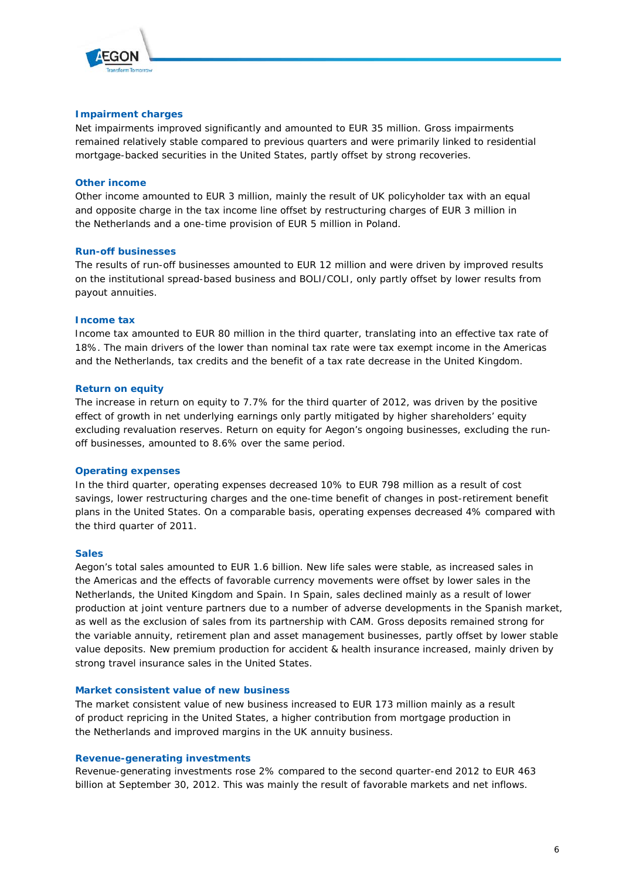### Impairment charges

Net impairments improved significantly and amounted to EUR 35 million. Gross impairments remained relatively stable compared to previous quarters and were primarily linked to residential mortgage-backed securities in the United States, partly offset by strong recoveries.

### Other income

Other income amounted to EUR 3 million, mainly the result of UK policyholder tax with an equal and opposite charge in the tax income line offset by restructuring charges of EUR 3 million in the Netherlands and a one-time provision of EUR 5 million in Poland.

### Run-off businesses

The results of run-off businesses amounted to EUR 12 million and were driven by improved results on the institutional spread-based business and BOLI/COLI, only partly offset by lower results from payout annuities.

### Income tax

Income tax amounted to EUR 80 million in the third quarter, translating into an effective tax rate of 18%. The main drivers of the lower than nominal tax rate were tax exempt income in the Americas and the Netherlands, tax credits and the benefit of a tax rate decrease in the United Kingdom.

### Return on equity

The increase in return on equity to 7.7% for the third quarter of 2012, was driven by the positive effect of growth in net underlying earnings only partly mitigated by higher shareholders' equity excluding revaluation reserves. Return on equity for Aegon's ongoing businesses, excluding the run-off businesses, amounted to 8.6% over the same period.

### Operating expenses

In the third quarter, operating expenses decreased 10% to EUR 798 million as a result of cost savings, lower restructuring charges and the one-time benefit of changes in post-retirement benefit plans in the United States. On a comparable basis, operating expenses decreased 4% compared with the third quarter of 2011.

### Sales

Aegon's total sales amounted to EUR 1.6 billion. New life sales were stable, as increased sales in the Americas and the effects of favorable currency movements were offset by lower sales in the Netherlands, the United Kingdom and Spain. In Spain, sales declined mainly as a result of lower production at joint venture partners due to a number of adverse developments in the Spanish market, as well as the exclusion of sales from its partnership with CAM. Gross deposits remained strong for the variable annuity, retirement plan and asset management businesses, partly offset by lower stable value deposits. New premium production for accident & health insurance increased, mainly driven by strong travel insurance sales in the United States.

### Market consistent value of new business

The market consistent value of new business increased to EUR 173 million mainly as a result of product repricing in the United States, a higher contribution from mortgage production in the Netherlands and improved margins in the UK annuity business.

### Revenue-generating investments

Revenue-generating investments rose 2% compared to the second quarter-end 2012 to EUR 463 billion at September 30, 2012. This was mainly the result of favorable markets and net inflows.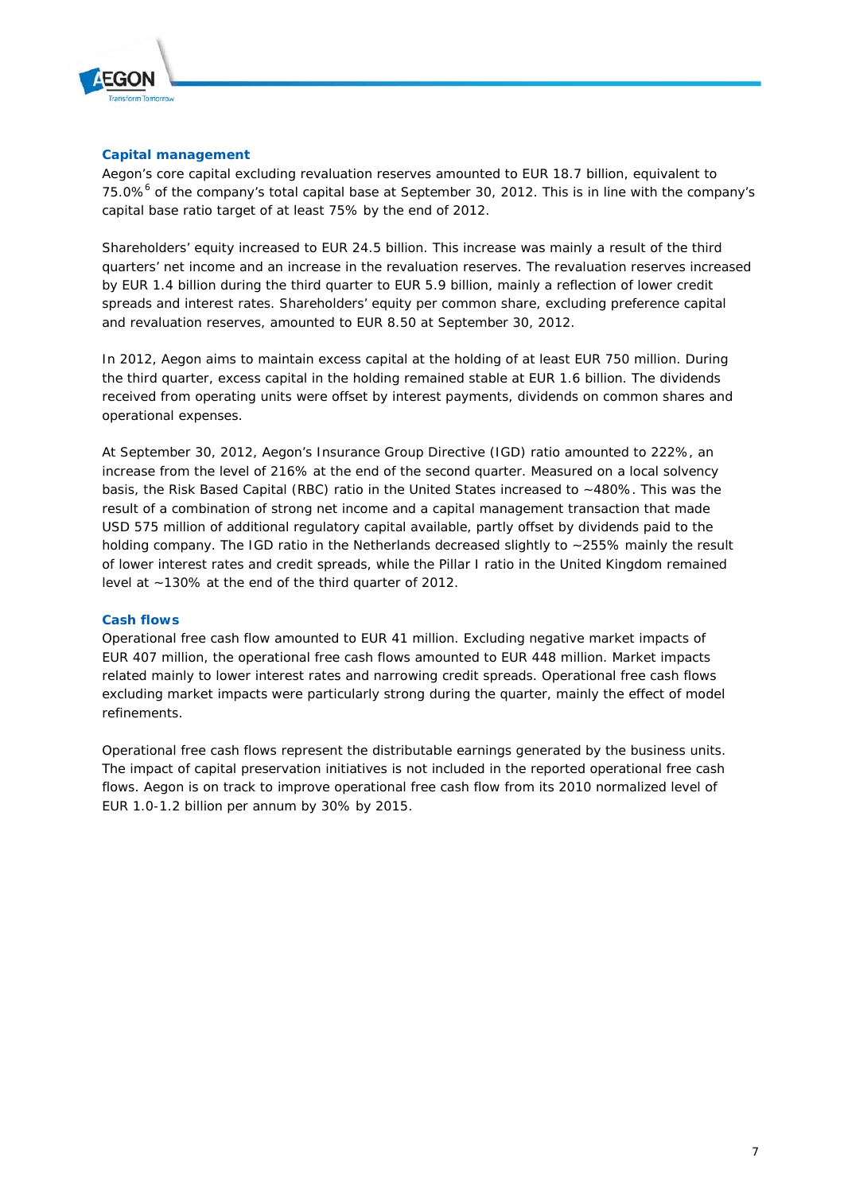## Capital management

Aegon's core capital excluding revaluation reserves amounted to EUR 18.7 billion, equivalent to 75.0%[6] of the company's total capital base at September 30, 2012. This is in line with the company's capital base ratio target of at least 75% by the end of 2012.

Shareholders' equity increased to EUR 24.5 billion. This increase was mainly a result of the third quarters' net income and an increase in the revaluation reserves. The revaluation reserves increased by EUR 1.4 billion during the third quarter to EUR 5.9 billion, mainly a reflection of lower credit spreads and interest rates. Shareholders' equity per common share, excluding preference capital and revaluation reserves, amounted to EUR 8.50 at September 30, 2012.

In 2012, Aegon aims to maintain excess capital at the holding of at least EUR 750 million. During the third quarter, excess capital in the holding remained stable at EUR 1.6 billion. The dividends received from operating units were offset by interest payments, dividends on common shares and operational expenses.

At September 30, 2012, Aegon's Insurance Group Directive (IGD) ratio amounted to 222%, an increase from the level of 216% at the end of the second quarter. Measured on a local solvency basis, the Risk Based Capital (RBC) ratio in the United States increased to ~480%. This was the result of a combination of strong net income and a capital management transaction that made USD 575 million of additional regulatory capital available, partly offset by dividends paid to the holding company. The IGD ratio in the Netherlands decreased slightly to ~255% mainly the result of lower interest rates and credit spreads, while the Pillar I ratio in the United Kingdom remained level at ~130% at the end of the third quarter of 2012.

## Cash flows

Operational free cash flow amounted to EUR 41 million. Excluding negative market impacts of EUR 407 million, the operational free cash flows amounted to EUR 448 million. Market impacts related mainly to lower interest rates and narrowing credit spreads. Operational free cash flows excluding market impacts were particularly strong during the quarter, mainly the effect of model refinements.

Operational free cash flows represent the distributable earnings generated by the business units. The impact of capital preservation initiatives is not included in the reported operational free cash flows. Aegon is on track to improve operational free cash flow from its 2010 normalized level of EUR 1.0-1.2 billion per annum by 30% by 2015.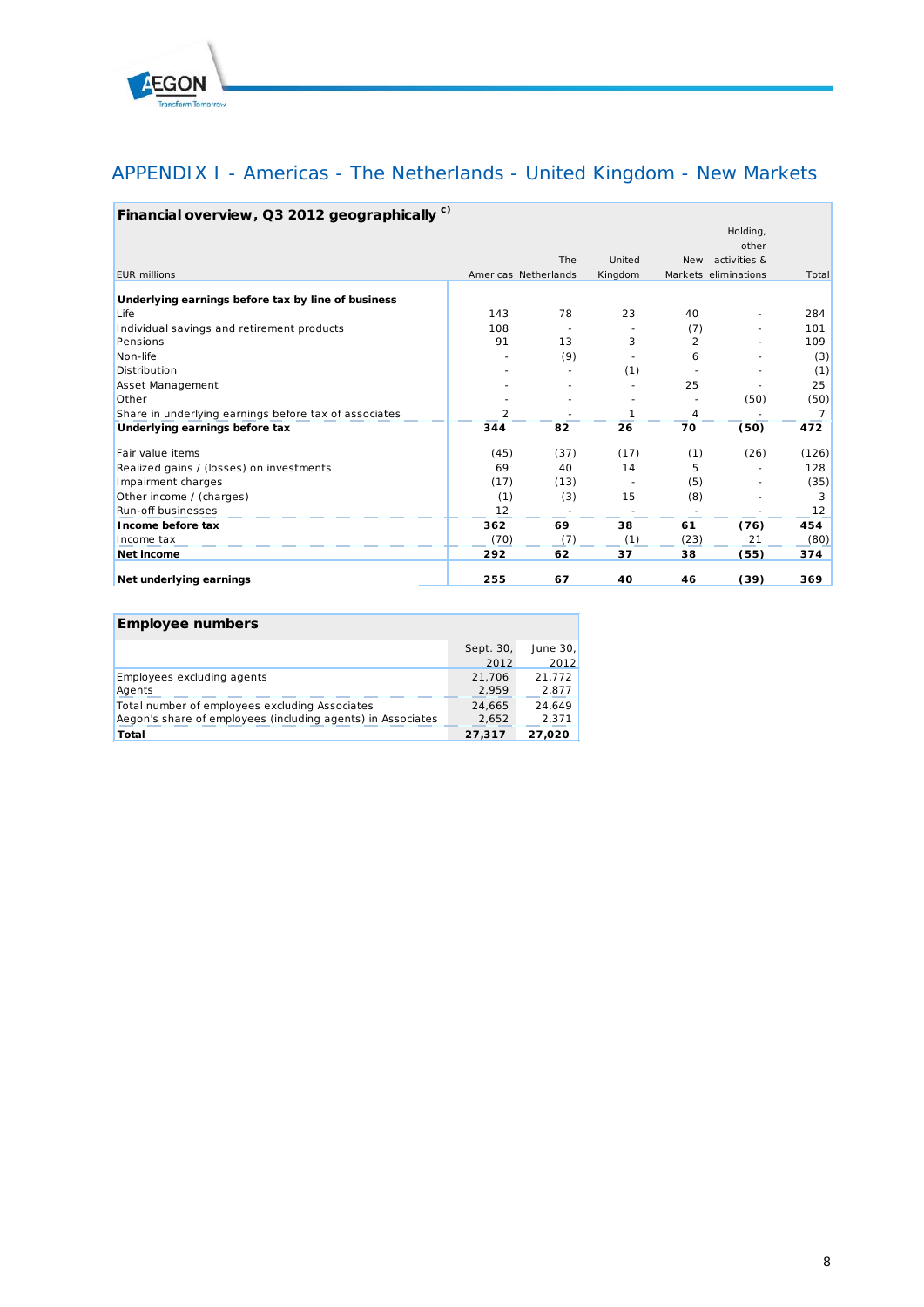# APPENDIX I - Americas - The Netherlands - United Kingdom - New Markets

**Financial overview, Q3 2012 geographically c)**

| EUR millions | Americas | The Netherlands | United Kingdom | New Markets | Holding, other activities & eliminations | Total |
|---|---|---|---|---|---|---|
| **Underlying earnings before tax by line of business** | | | | | | |
| Life | 143 | 78 | 23 | 40 | - | 284 |
| Individual savings and retirement products | 108 | - | - | (7) | - | 101 |
| Pensions | 91 | 13 | 3 | 2 | - | 109 |
| Non-life | - | (9) | - | 6 | - | (3) |
| Distribution | - | - | (1) | - | - | (1) |
| Asset Management | - | - | - | 25 | - | 25 |
| Other | - | - | - | - | (50) | (50) |
| Share in underlying earnings before tax of associates | 2 | - | 1 | 4 | - | 7 |
| **Underlying earnings before tax** | **344** | **82** | **26** | **70** | **(50)** | **472** |
| Fair value items | (45) | (37) | (17) | (1) | (26) | (126) |
| Realized gains / (losses) on investments | 69 | 40 | 14 | 5 | - | 128 |
| Impairment charges | (17) | (13) | - | (5) | - | (35) |
| Other income / (charges) | (1) | (3) | 15 | (8) | - | 3 |
| Run-off businesses | 12 | - | - | - | - | 12 |
| **Income before tax** | **362** | **69** | **38** | **61** | **(76)** | **454** |
| Income tax | (70) | (7) | (1) | (23) | 21 | (80) |
| **Net income** | **292** | **62** | **37** | **38** | **(55)** | **374** |
| **Net underlying earnings** | **255** | **67** | **40** | **46** | **(39)** | **369** |

**Employee numbers**

| | Sept. 30, 2012 | June 30, 2012 |
|---|---|---|
| Employees excluding agents | 21,706 | 21,772 |
| Agents | 2,959 | 2,877 |
| Total number of employees excluding Associates | 24,665 | 24,649 |
| Aegon's share of employees (including agents) in Associates | 2,652 | 2,371 |
| **Total** | **27,317** | **27,020** |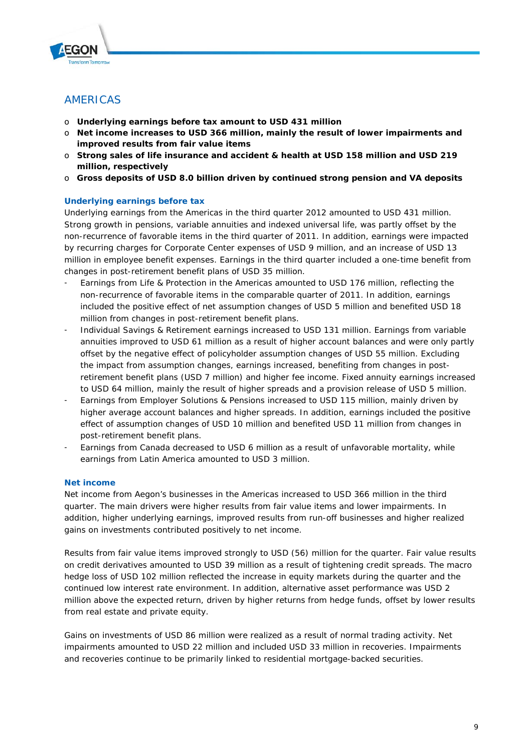## AMERICAS

- **Underlying earnings before tax amount to USD 431 million**
- **Net income increases to USD 366 million, mainly the result of lower impairments and improved results from fair value items**
- **Strong sales of life insurance and accident & health at USD 158 million and USD 219 million, respectively**
- **Gross deposits of USD 8.0 billion driven by continued strong pension and VA deposits**

### Underlying earnings before tax

Underlying earnings from the Americas in the third quarter 2012 amounted to USD 431 million. Strong growth in pensions, variable annuities and indexed universal life, was partly offset by the non-recurrence of favorable items in the third quarter of 2011. In addition, earnings were impacted by recurring charges for Corporate Center expenses of USD 9 million, and an increase of USD 13 million in employee benefit expenses. Earnings in the third quarter included a one-time benefit from changes in post-retirement benefit plans of USD 35 million.

- Earnings from Life & Protection in the Americas amounted to USD 176 million, reflecting the non-recurrence of favorable items in the comparable quarter of 2011. In addition, earnings included the positive effect of net assumption changes of USD 5 million and benefited USD 18 million from changes in post-retirement benefit plans.
- Individual Savings & Retirement earnings increased to USD 131 million. Earnings from variable annuities improved to USD 61 million as a result of higher account balances and were only partly offset by the negative effect of policyholder assumption changes of USD 55 million. Excluding the impact from assumption changes, earnings increased, benefiting from changes in post-retirement benefit plans (USD 7 million) and higher fee income. Fixed annuity earnings increased to USD 64 million, mainly the result of higher spreads and a provision release of USD 5 million.
- Earnings from Employer Solutions & Pensions increased to USD 115 million, mainly driven by higher average account balances and higher spreads. In addition, earnings included the positive effect of assumption changes of USD 10 million and benefited USD 11 million from changes in post-retirement benefit plans.
- Earnings from Canada decreased to USD 6 million as a result of unfavorable mortality, while earnings from Latin America amounted to USD 3 million.

### Net income

Net income from Aegon's businesses in the Americas increased to USD 366 million in the third quarter. The main drivers were higher results from fair value items and lower impairments. In addition, higher underlying earnings, improved results from run-off businesses and higher realized gains on investments contributed positively to net income.

Results from fair value items improved strongly to USD (56) million for the quarter. Fair value results on credit derivatives amounted to USD 39 million as a result of tightening credit spreads. The macro hedge loss of USD 102 million reflected the increase in equity markets during the quarter and the continued low interest rate environment. In addition, alternative asset performance was USD 2 million above the expected return, driven by higher returns from hedge funds, offset by lower results from real estate and private equity.

Gains on investments of USD 86 million were realized as a result of normal trading activity. Net impairments amounted to USD 22 million and included USD 33 million in recoveries. Impairments and recoveries continue to be primarily linked to residential mortgage-backed securities.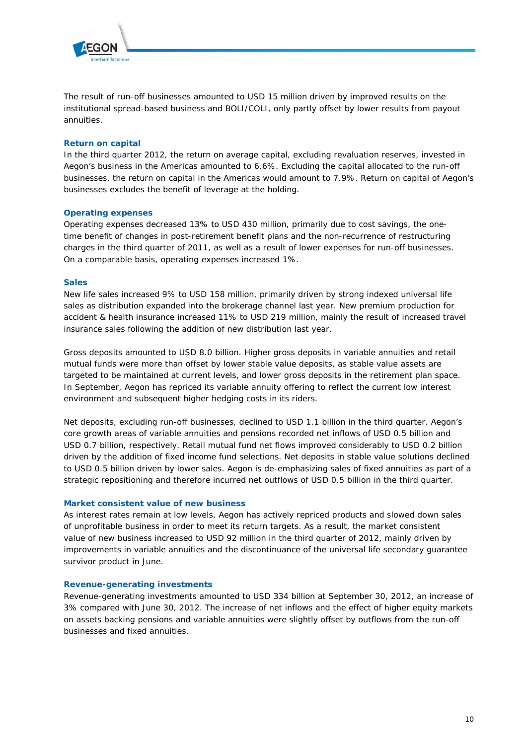The result of run-off businesses amounted to USD 15 million driven by improved results on the institutional spread-based business and BOLI/COLI, only partly offset by lower results from payout annuities.

### Return on capital

In the third quarter 2012, the return on average capital, excluding revaluation reserves, invested in Aegon's business in the Americas amounted to 6.6%. Excluding the capital allocated to the run-off businesses, the return on capital in the Americas would amount to 7.9%. Return on capital of Aegon's businesses excludes the benefit of leverage at the holding.

### Operating expenses

Operating expenses decreased 13% to USD 430 million, primarily due to cost savings, the one-time benefit of changes in post-retirement benefit plans and the non-recurrence of restructuring charges in the third quarter of 2011, as well as a result of lower expenses for run-off businesses. On a comparable basis, operating expenses increased 1%.

### Sales

New life sales increased 9% to USD 158 million, primarily driven by strong indexed universal life sales as distribution expanded into the brokerage channel last year. New premium production for accident & health insurance increased 11% to USD 219 million, mainly the result of increased travel insurance sales following the addition of new distribution last year.

Gross deposits amounted to USD 8.0 billion. Higher gross deposits in variable annuities and retail mutual funds were more than offset by lower stable value deposits, as stable value assets are targeted to be maintained at current levels, and lower gross deposits in the retirement plan space. In September, Aegon has repriced its variable annuity offering to reflect the current low interest environment and subsequent higher hedging costs in its riders.

Net deposits, excluding run-off businesses, declined to USD 1.1 billion in the third quarter. Aegon's core growth areas of variable annuities and pensions recorded net inflows of USD 0.5 billion and USD 0.7 billion, respectively. Retail mutual fund net flows improved considerably to USD 0.2 billion driven by the addition of fixed income fund selections. Net deposits in stable value solutions declined to USD 0.5 billion driven by lower sales. Aegon is de-emphasizing sales of fixed annuities as part of a strategic repositioning and therefore incurred net outflows of USD 0.5 billion in the third quarter.

### Market consistent value of new business

As interest rates remain at low levels, Aegon has actively repriced products and slowed down sales of unprofitable business in order to meet its return targets. As a result, the market consistent value of new business increased to USD 92 million in the third quarter of 2012, mainly driven by improvements in variable annuities and the discontinuance of the universal life secondary guarantee survivor product in June.

### Revenue-generating investments

Revenue-generating investments amounted to USD 334 billion at September 30, 2012, an increase of 3% compared with June 30, 2012. The increase of net inflows and the effect of higher equity markets on assets backing pensions and variable annuities were slightly offset by outflows from the run-off businesses and fixed annuities.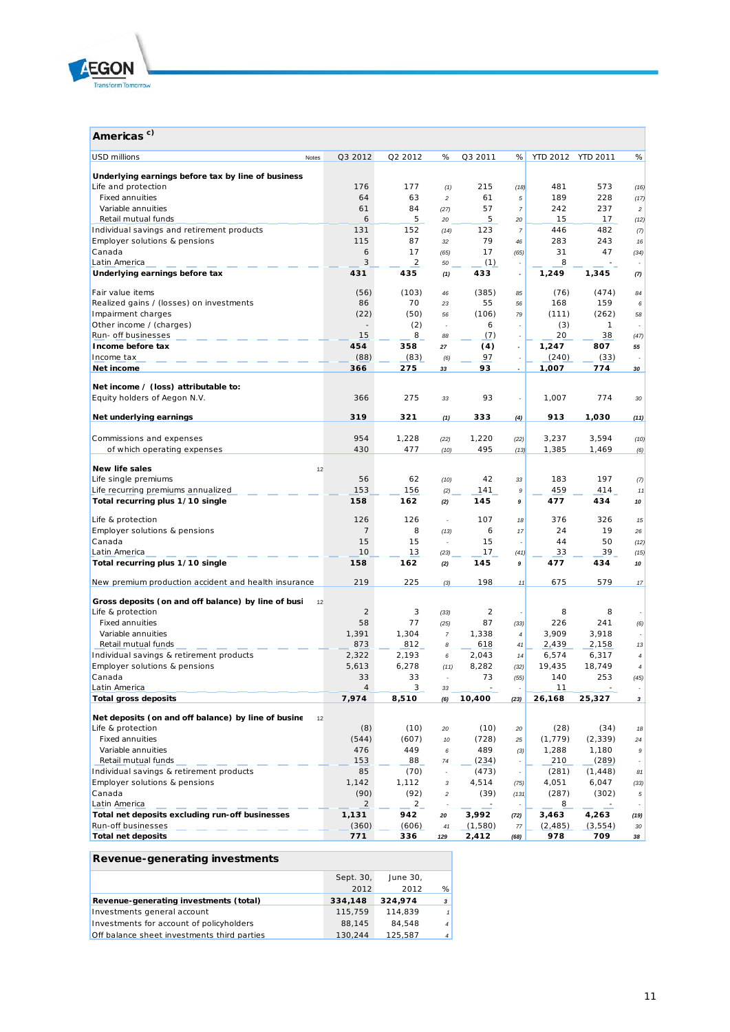## Americas [c)]

| USD millions | Notes | Q3 2012 | Q2 2012 | % | Q3 2011 | % | YTD 2012 | YTD 2011 | % |
|---|---|---|---|---|---|---|---|---|---|
| **Underlying earnings before tax by line of business** | | | | | | | | | |
| Life and protection | | 176 | 177 | (1) | 215 | (18) | 481 | 573 | (16) |
| Fixed annuities | | 64 | 63 | 2 | 61 | 5 | 189 | 228 | (17) |
| Variable annuities | | 61 | 84 | (27) | 57 | 7 | 242 | 237 | 2 |
| Retail mutual funds | | 6 | 5 | 20 | 5 | 20 | 15 | 17 | (12) |
| Individual savings and retirement products | | 131 | 152 | (14) | 123 | 7 | 446 | 482 | (7) |
| Employer solutions & pensions | | 115 | 87 | 32 | 79 | 46 | 283 | 243 | 16 |
| Canada | | 6 | 17 | (65) | 17 | (65) | 31 | 47 | (34) |
| Latin America | | 3 | 2 | 50 | (1) | - | 8 | - | - |
| **Underlying earnings before tax** | | **431** | **435** | **(1)** | **433** | **-** | **1,249** | **1,345** | **(7)** |
| | | | | | | | | | |
| Fair value items | | (56) | (103) | 46 | (385) | 85 | (76) | (474) | 84 |
| Realized gains / (losses) on investments | | 86 | 70 | 23 | 55 | 56 | 168 | 159 | 6 |
| Impairment charges | | (22) | (50) | 56 | (106) | 79 | (111) | (262) | 58 |
| Other income / (charges) | | - | (2) | - | 6 | - | (3) | 1 | - |
| Run- off businesses | | 15 | 8 | 88 | (7) | - | 20 | 38 | (47) |
| **Income before tax** | | **454** | **358** | **27** | **(4)** | **-** | **1,247** | **807** | **55** |
| Income tax | | (88) | (83) | (6) | 97 | - | (240) | (33) | - |
| **Net income** | | **366** | **275** | **33** | **93** | **-** | **1,007** | **774** | **30** |
| | | | | | | | | | |
| **Net income / (loss) attributable to:** | | | | | | | | | |
| Equity holders of Aegon N.V. | | 366 | 275 | 33 | 93 | - | 1,007 | 774 | 30 |
| | | | | | | | | | |
| **Net underlying earnings** | | **319** | **321** | **(1)** | **333** | **(4)** | **913** | **1,030** | **(11)** |
| | | | | | | | | | |
| Commissions and expenses | | 954 | 1,228 | (22) | 1,220 | (22) | 3,237 | 3,594 | (10) |
| of which operating expenses | | 430 | 477 | (10) | 495 | (13) | 1,385 | 1,469 | (6) |
| | | | | | | | | | |
| **New life sales** | 12 | | | | | | | | |
| Life single premiums | | 56 | 62 | (10) | 42 | 33 | 183 | 197 | (7) |
| Life recurring premiums annualized | | 153 | 156 | (2) | 141 | 9 | 459 | 414 | 11 |
| **Total recurring plus 1/10 single** | | **158** | **162** | **(2)** | **145** | **9** | **477** | **434** | **10** |
| | | | | | | | | | |
| Life & protection | | 126 | 126 | - | 107 | 18 | 376 | 326 | 15 |
| Employer solutions & pensions | | 7 | 8 | (13) | 6 | 17 | 24 | 19 | 26 |
| Canada | | 15 | 15 | - | 15 | - | 44 | 50 | (12) |
| Latin America | | 10 | 13 | (23) | 17 | (41) | 33 | 39 | (15) |
| **Total recurring plus 1/10 single** | | **158** | **162** | **(2)** | **145** | **9** | **477** | **434** | **10** |
| | | | | | | | | | |
| New premium production accident and health insurance | | 219 | 225 | (3) | 198 | 11 | 675 | 579 | 17 |
| | | | | | | | | | |
| **Gross deposits (on and off balance) by line of busi** | 12 | | | | | | | | |
| Life & protection | | 2 | 3 | (33) | 2 | - | 8 | 8 | - |
| Fixed annuities | | 58 | 77 | (25) | 87 | (33) | 226 | 241 | (6) |
| Variable annuities | | 1,391 | 1,304 | 7 | 1,338 | 4 | 3,909 | 3,918 | - |
| Retail mutual funds | | 873 | 812 | 8 | 618 | 41 | 2,439 | 2,158 | 13 |
| Individual savings & retirement products | | 2,322 | 2,193 | 6 | 2,043 | 14 | 6,574 | 6,317 | 4 |
| Employer solutions & pensions | | 5,613 | 6,278 | (11) | 8,282 | (32) | 19,435 | 18,749 | 4 |
| Canada | | 33 | 33 | - | 73 | (55) | 140 | 253 | (45) |
| Latin America | | 4 | 3 | 33 | - | - | 11 | - | - |
| **Total gross deposits** | | **7,974** | **8,510** | **(6)** | **10,400** | **(23)** | **26,168** | **25,327** | **3** |
| | | | | | | | | | |
| **Net deposits (on and off balance) by line of busine** | 12 | | | | | | | | |
| Life & protection | | (8) | (10) | 20 | (10) | 20 | (28) | (34) | 18 |
| Fixed annuities | | (544) | (607) | 10 | (728) | 25 | (1,779) | (2,339) | 24 |
| Variable annuities | | 476 | 449 | 6 | 489 | (3) | 1,288 | 1,180 | 9 |
| Retail mutual funds | | 153 | 88 | 74 | (234) | - | 210 | (289) | - |
| Individual savings & retirement products | | 85 | (70) | - | (473) | - | (281) | (1,448) | 81 |
| Employer solutions & pensions | | 1,142 | 1,112 | 3 | 4,514 | (75) | 4,051 | 6,047 | (33) |
| Canada | | (90) | (92) | 2 | (39) | (131) | (287) | (302) | 5 |
| Latin America | | 2 | 2 | - | - | - | 8 | - | - |
| **Total net deposits excluding run-off businesses** | | **1,131** | **942** | **20** | **3,992** | **(72)** | **3,463** | **4,263** | **(19)** |
| Run-off businesses | | (360) | (606) | 41 | (1,580) | 77 | (2,485) | (3,554) | 30 |
| **Total net deposits** | | **771** | **336** | **129** | **2,412** | **(68)** | **978** | **709** | **38** |

## Revenue-generating investments

| | Sept. 30, 2012 | June 30, 2012 | % |
|---|---|---|---|
| **Revenue-generating investments (total)** | **334,148** | **324,974** | **3** |
| Investments general account | 115,759 | 114,839 | 1 |
| Investments for account of policyholders | 88,145 | 84,548 | 4 |
| Off balance sheet investments third parties | 130,244 | 125,587 | 4 |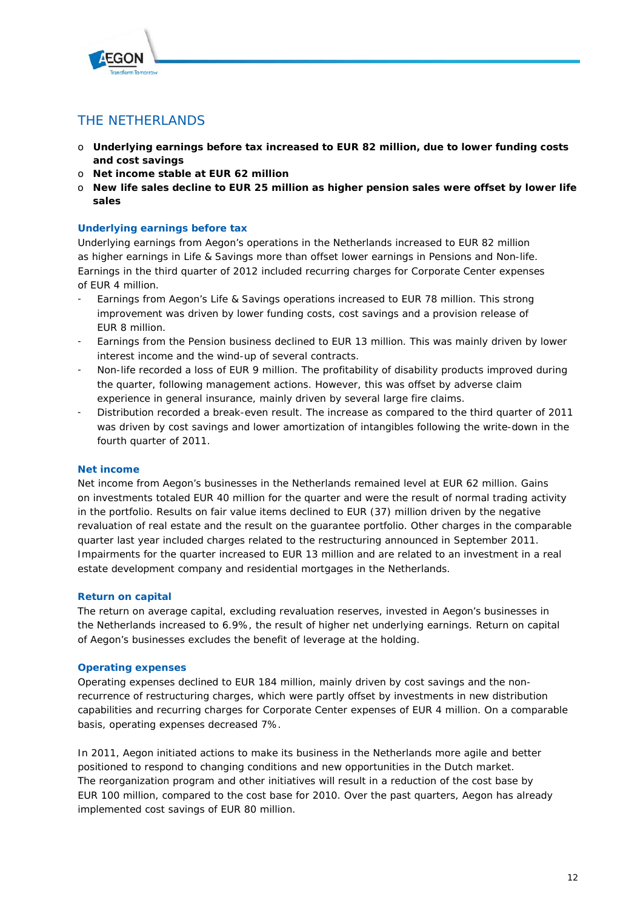## THE NETHERLANDS

- **Underlying earnings before tax increased to EUR 82 million, due to lower funding costs and cost savings**
- **Net income stable at EUR 62 million**
- **New life sales decline to EUR 25 million as higher pension sales were offset by lower life sales**

### Underlying earnings before tax

Underlying earnings from Aegon's operations in the Netherlands increased to EUR 82 million as higher earnings in Life & Savings more than offset lower earnings in Pensions and Non-life. Earnings in the third quarter of 2012 included recurring charges for Corporate Center expenses of EUR 4 million.

- Earnings from Aegon's Life & Savings operations increased to EUR 78 million. This strong improvement was driven by lower funding costs, cost savings and a provision release of EUR 8 million.
- Earnings from the Pension business declined to EUR 13 million. This was mainly driven by lower interest income and the wind-up of several contracts.
- Non-life recorded a loss of EUR 9 million. The profitability of disability products improved during the quarter, following management actions. However, this was offset by adverse claim experience in general insurance, mainly driven by several large fire claims.
- Distribution recorded a break-even result. The increase as compared to the third quarter of 2011 was driven by cost savings and lower amortization of intangibles following the write-down in the fourth quarter of 2011.

### Net income

Net income from Aegon's businesses in the Netherlands remained level at EUR 62 million. Gains on investments totaled EUR 40 million for the quarter and were the result of normal trading activity in the portfolio. Results on fair value items declined to EUR (37) million driven by the negative revaluation of real estate and the result on the guarantee portfolio. Other charges in the comparable quarter last year included charges related to the restructuring announced in September 2011. Impairments for the quarter increased to EUR 13 million and are related to an investment in a real estate development company and residential mortgages in the Netherlands.

### Return on capital

The return on average capital, excluding revaluation reserves, invested in Aegon's businesses in the Netherlands increased to 6.9%, the result of higher net underlying earnings. Return on capital of Aegon's businesses excludes the benefit of leverage at the holding.

### Operating expenses

Operating expenses declined to EUR 184 million, mainly driven by cost savings and the non-recurrence of restructuring charges, which were partly offset by investments in new distribution capabilities and recurring charges for Corporate Center expenses of EUR 4 million. On a comparable basis, operating expenses decreased 7%.

In 2011, Aegon initiated actions to make its business in the Netherlands more agile and better positioned to respond to changing conditions and new opportunities in the Dutch market. The reorganization program and other initiatives will result in a reduction of the cost base by EUR 100 million, compared to the cost base for 2010. Over the past quarters, Aegon has already implemented cost savings of EUR 80 million.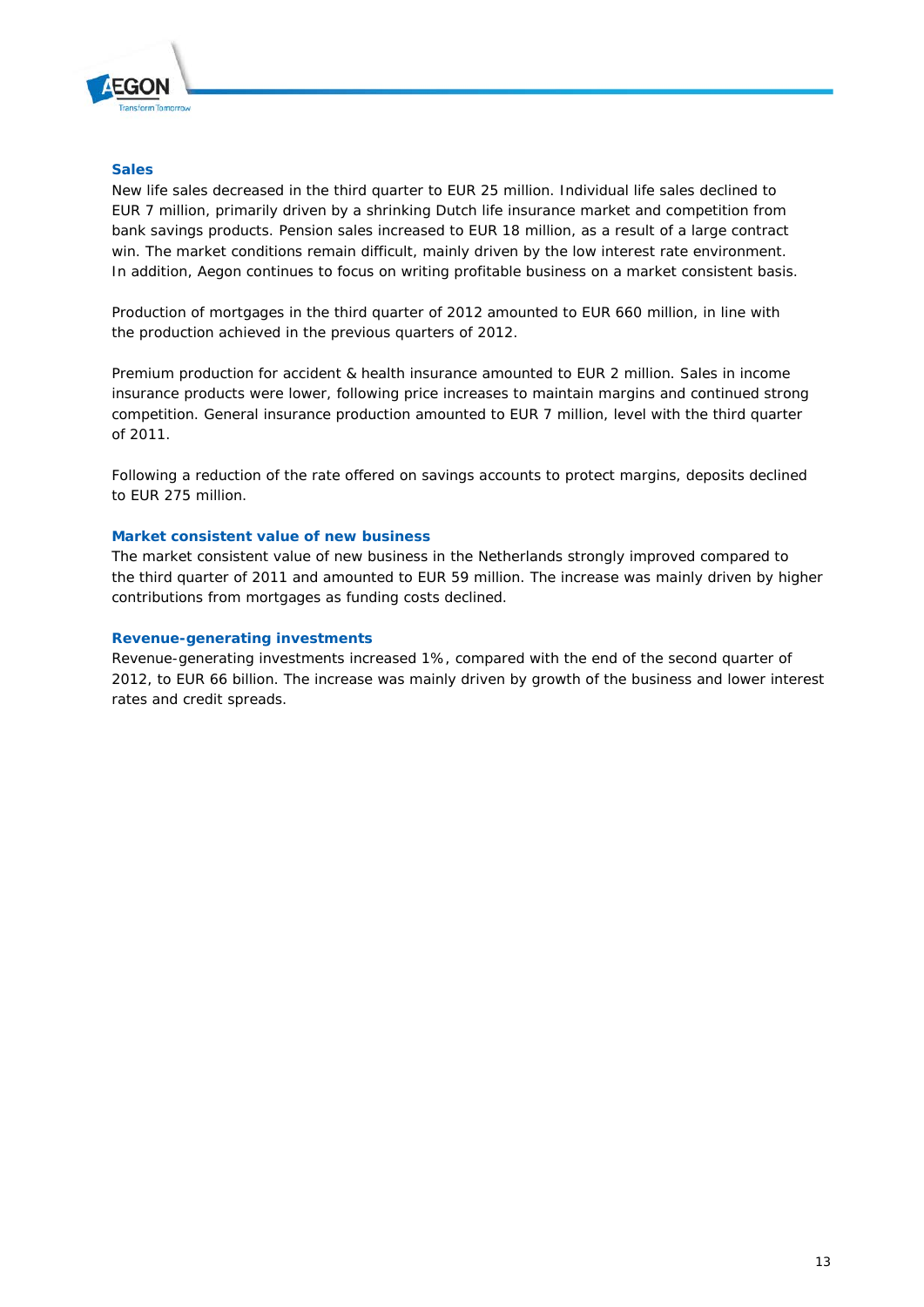### Sales

New life sales decreased in the third quarter to EUR 25 million. Individual life sales declined to EUR 7 million, primarily driven by a shrinking Dutch life insurance market and competition from bank savings products. Pension sales increased to EUR 18 million, as a result of a large contract win. The market conditions remain difficult, mainly driven by the low interest rate environment. In addition, Aegon continues to focus on writing profitable business on a market consistent basis.

Production of mortgages in the third quarter of 2012 amounted to EUR 660 million, in line with the production achieved in the previous quarters of 2012.

Premium production for accident & health insurance amounted to EUR 2 million. Sales in income insurance products were lower, following price increases to maintain margins and continued strong competition. General insurance production amounted to EUR 7 million, level with the third quarter of 2011.

Following a reduction of the rate offered on savings accounts to protect margins, deposits declined to EUR 275 million.

### Market consistent value of new business

The market consistent value of new business in the Netherlands strongly improved compared to the third quarter of 2011 and amounted to EUR 59 million. The increase was mainly driven by higher contributions from mortgages as funding costs declined.

### Revenue-generating investments

Revenue-generating investments increased 1%, compared with the end of the second quarter of 2012, to EUR 66 billion. The increase was mainly driven by growth of the business and lower interest rates and credit spreads.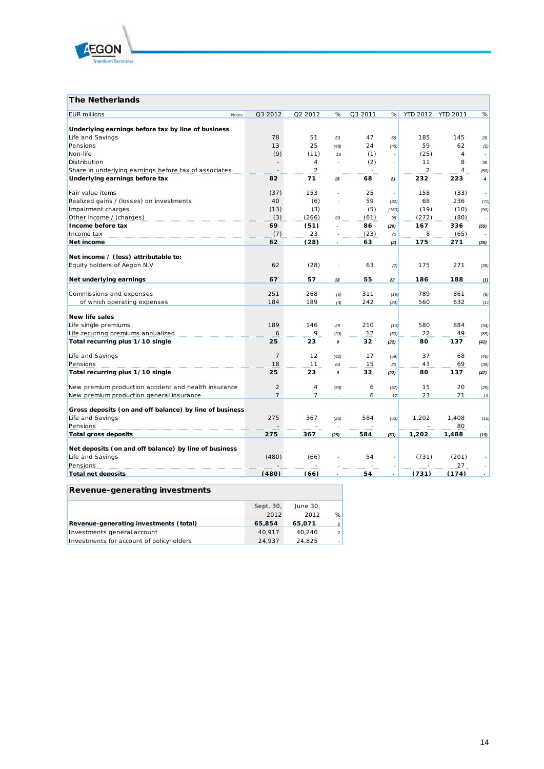## The Netherlands

| EUR millions | Notes | Q3 2012 | Q2 2012 | % | Q3 2011 | % | YTD 2012 | YTD 2011 | % |
|---|---|---|---|---|---|---|---|---|---|
| **Underlying earnings before tax by line of business** | | | | | | | | | |
| Life and Savings | | 78 | 51 | 53 | 47 | 66 | 185 | 145 | 28 |
| Pensions | | 13 | 25 | (48) | 24 | (46) | 59 | 62 | (5) |
| Non-life | | (9) | (11) | 18 | (1) | - | (25) | 4 | - |
| Distribution | | - | 4 | - | (2) | - | 11 | 8 | 38 |
| Share in underlying earnings before tax of associates | | - | 2 | - | - | - | 2 | 4 | (50) |
| **Underlying earnings before tax** | | **82** | **71** | **15** | **68** | **21** | **232** | **223** | **4** |
| | | | | | | | | | |
| Fair value items | | (37) | 153 | - | 25 | - | 158 | (33) | - |
| Realized gains / (losses) on investments | | 40 | (6) | - | 59 | (32) | 68 | 236 | (71) |
| Impairment charges | | (13) | (3) | - | (5) | (160) | (19) | (10) | (90) |
| Other income / (charges) | | (3) | (266) | 99 | (61) | 95 | (272) | (80) | - |
| **Income before tax** | | **69** | **(51)** | **-** | **86** | **(20)** | **167** | **336** | **(50)** |
| Income tax | | (7) | 23 | - | (23) | 70 | 8 | (65) | - |
| **Net income** | | **62** | **(28)** | **-** | **63** | **(2)** | **175** | **271** | **(35)** |
| | | | | | | | | | |
| **Net income / (loss) attributable to:** | | | | | | | | | |
| Equity holders of Aegon N.V. | | 62 | (28) | - | 63 | (2) | 175 | 271 | (35) |
| | | | | | | | | | |
| **Net underlying earnings** | | **67** | **57** | **18** | **55** | **22** | **186** | **188** | **(1)** |
| | | | | | | | | | |
| Commissions and expenses | | 251 | 268 | (6) | 311 | (19) | 789 | 861 | (8) |
| of which operating expenses | | 184 | 189 | (3) | 242 | (24) | 560 | 632 | (11) |
| | | | | | | | | | |
| **New life sales** | | | | | | | | | |
| Life single premiums | | 189 | 146 | 29 | 210 | (10) | 580 | 884 | (34) |
| Life recurring premiums annualized | | 6 | 9 | (33) | 12 | (50) | 22 | 49 | (55) |
| **Total recurring plus 1/10 single** | | **25** | **23** | **9** | **32** | **(22)** | **80** | **137** | **(42)** |
| | | | | | | | | | |
| Life and Savings | | 7 | 12 | (42) | 17 | (59) | 37 | 68 | (46) |
| Pensions | | 18 | 11 | 64 | 15 | 20 | 43 | 69 | (38) |
| **Total recurring plus 1/10 single** | | **25** | **23** | **9** | **32** | **(22)** | **80** | **137** | **(42)** |
| | | | | | | | | | |
| New premium production accident and health insurance | | 2 | 4 | (50) | 6 | (67) | 15 | 20 | (25) |
| New premium production general insurance | | 7 | 7 | - | 6 | 17 | 23 | 21 | 10 |
| | | | | | | | | | |
| **Gross deposits (on and off balance) by line of business** | | | | | | | | | |
| Life and Savings | | 275 | 367 | (25) | 584 | (53) | 1,202 | 1,408 | (15) |
| Pensions | | - | - | - | - | - | - | 80 | - |
| **Total gross deposits** | | **275** | **367** | **(25)** | **584** | **(53)** | **1,202** | **1,488** | **(19)** |
| | | | | | | | | | |
| **Net deposits (on and off balance) by line of business** | | | | | | | | | |
| Life and Savings | | (480) | (66) | - | 54 | - | (731) | (201) | - |
| Pensions | | - | - | - | - | - | - | 27 | - |
| **Total net deposits** | | **(480)** | **(66)** | **-** | **54** | **-** | **(731)** | **(174)** | **-** |

## Revenue-generating investments

| | Sept. 30, 2012 | June 30, 2012 | % |
|---|---|---|---|
| **Revenue-generating investments (total)** | **65,854** | **65,071** | **1** |
| Investments general account | 40,917 | 40,246 | 2 |
| Investments for account of policyholders | 24,937 | 24,825 | - |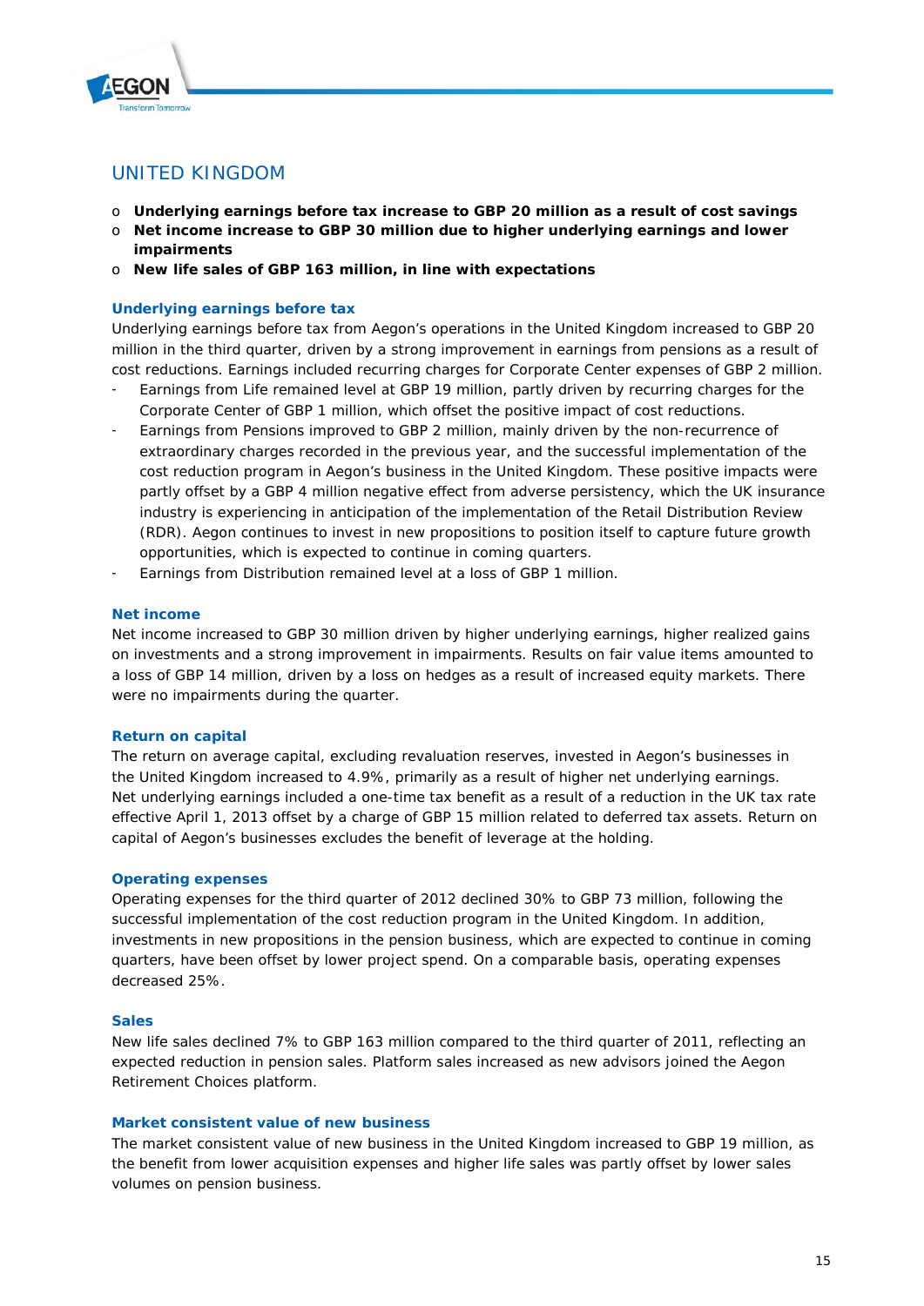## UNITED KINGDOM

- **Underlying earnings before tax increase to GBP 20 million as a result of cost savings**
- **Net income increase to GBP 30 million due to higher underlying earnings and lower impairments**
- **New life sales of GBP 163 million, in line with expectations**

### Underlying earnings before tax

Underlying earnings before tax from Aegon's operations in the United Kingdom increased to GBP 20 million in the third quarter, driven by a strong improvement in earnings from pensions as a result of cost reductions. Earnings included recurring charges for Corporate Center expenses of GBP 2 million.

- Earnings from Life remained level at GBP 19 million, partly driven by recurring charges for the Corporate Center of GBP 1 million, which offset the positive impact of cost reductions.
- Earnings from Pensions improved to GBP 2 million, mainly driven by the non-recurrence of extraordinary charges recorded in the previous year, and the successful implementation of the cost reduction program in Aegon's business in the United Kingdom. These positive impacts were partly offset by a GBP 4 million negative effect from adverse persistency, which the UK insurance industry is experiencing in anticipation of the implementation of the Retail Distribution Review (RDR). Aegon continues to invest in new propositions to position itself to capture future growth opportunities, which is expected to continue in coming quarters.
- Earnings from Distribution remained level at a loss of GBP 1 million.

### Net income

Net income increased to GBP 30 million driven by higher underlying earnings, higher realized gains on investments and a strong improvement in impairments. Results on fair value items amounted to a loss of GBP 14 million, driven by a loss on hedges as a result of increased equity markets. There were no impairments during the quarter.

### Return on capital

The return on average capital, excluding revaluation reserves, invested in Aegon's businesses in the United Kingdom increased to 4.9%, primarily as a result of higher net underlying earnings. Net underlying earnings included a one-time tax benefit as a result of a reduction in the UK tax rate effective April 1, 2013 offset by a charge of GBP 15 million related to deferred tax assets. Return on capital of Aegon's businesses excludes the benefit of leverage at the holding.

### Operating expenses

Operating expenses for the third quarter of 2012 declined 30% to GBP 73 million, following the successful implementation of the cost reduction program in the United Kingdom. In addition, investments in new propositions in the pension business, which are expected to continue in coming quarters, have been offset by lower project spend. On a comparable basis, operating expenses decreased 25%.

### Sales

New life sales declined 7% to GBP 163 million compared to the third quarter of 2011, reflecting an expected reduction in pension sales. Platform sales increased as new advisors joined the Aegon Retirement Choices platform.

### Market consistent value of new business

The market consistent value of new business in the United Kingdom increased to GBP 19 million, as the benefit from lower acquisition expenses and higher life sales was partly offset by lower sales volumes on pension business.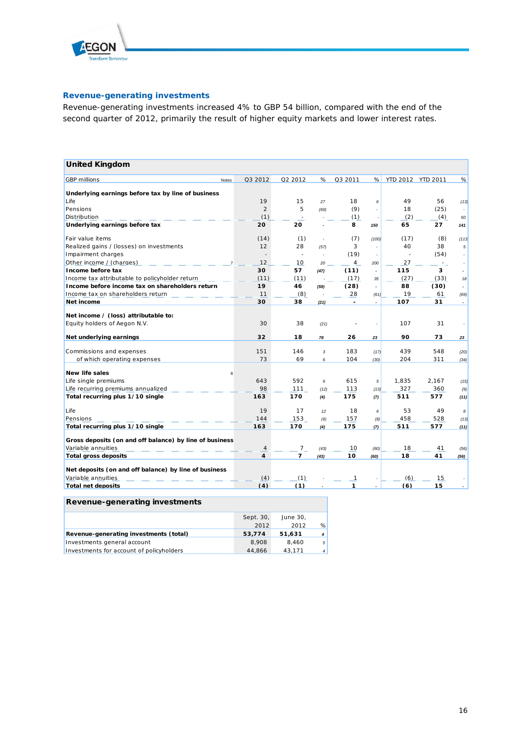## Revenue-generating investments

Revenue-generating investments increased 4% to GBP 54 billion, compared with the end of the second quarter of 2012, primarily the result of higher equity markets and lower interest rates.

**United Kingdom**

| GBP millions | Notes | Q3 2012 | Q2 2012 | % | Q3 2011 | % | YTD 2012 | YTD 2011 | % |
|---|---|---|---|---|---|---|---|---|---|
| **Underlying earnings before tax by line of business** | | | | | | | | | |
| Life | | 19 | 15 | 27 | 18 | 6 | 49 | 56 | (13) |
| Pensions | | 2 | 5 | (60) | (9) | - | 18 | (25) | - |
| Distribution | | (1) | - | - | (1) | - | (2) | (4) | 50 |
| **Underlying earnings before tax** | | **20** | **20** | - | **8** | **150** | **65** | **27** | **141** |
| Fair value items | | (14) | (1) | - | (7) | (100) | (17) | (8) | (113) |
| Realized gains / (losses) on investments | | 12 | 28 | (57) | 3 | - | 40 | 38 | 5 |
| Impairment charges | | - | - | - | (19) | - | - | (54) | - |
| Other income / (charges) | 7 | 12 | 10 | 20 | 4 | 200 | 27 | - | - |
| **Income before tax** | | **30** | **57** | **(47)** | **(11)** | - | **115** | **3** | - |
| Income tax attributable to policyholder return | | (11) | (11) | - | (17) | 35 | (27) | (33) | 18 |
| **Income before income tax on shareholders return** | | **19** | **46** | **(59)** | **(28)** | - | **88** | **(30)** | - |
| Income tax on shareholders return | | 11 | (8) | - | 28 | (61) | 19 | 61 | (69) |
| **Net income** | | **30** | **38** | **(21)** | **-** | - | **107** | **31** | - |
| **Net income / (loss) attributable to:** | | | | | | | | | |
| Equity holders of Aegon N.V. | | 30 | 38 | (21) | - | - | 107 | 31 | - |
| **Net underlying earnings** | | **32** | **18** | **78** | **26** | **23** | **90** | **73** | **23** |
| Commissions and expenses | | 151 | 146 | 3 | 183 | (17) | 439 | 548 | (20) |
| of which operating expenses | | 73 | 69 | 6 | 104 | (30) | 204 | 311 | (34) |
| **New life sales** | 8 | | | | | | | | |
| Life single premiums | | 643 | 592 | 9 | 615 | 5 | 1,835 | 2,167 | (15) |
| Life recurring premiums annualized | | 98 | 111 | (12) | 113 | (13) | 327 | 360 | (9) |
| **Total recurring plus 1/10 single** | | **163** | **170** | **(4)** | **175** | **(7)** | **511** | **577** | **(11)** |
| Life | | 19 | 17 | 12 | 18 | 6 | 53 | 49 | 8 |
| Pensions | | 144 | 153 | (6) | 157 | (8) | 458 | 528 | (13) |
| **Total recurring plus 1/10 single** | | **163** | **170** | **(4)** | **175** | **(7)** | **511** | **577** | **(11)** |
| **Gross deposits (on and off balance) by line of business** | | | | | | | | | |
| Variable annuities | | 4 | 7 | (43) | 10 | (60) | 18 | 41 | (56) |
| **Total gross deposits** | | **4** | **7** | **(43)** | **10** | **(60)** | **18** | **41** | **(56)** |
| **Net deposits (on and off balance) by line of business** | | | | | | | | | |
| Variable annuities | | (4) | (1) | - | 1 | - | (6) | 15 | - |
| **Total net deposits** | | **(4)** | **(1)** | - | **1** | - | **(6)** | **15** | - |

**Revenue-generating investments**

| | Sept. 30, 2012 | June 30, 2012 | % |
|---|---|---|---|
| **Revenue-generating investments (total)** | **53,774** | **51,631** | 4 |
| Investments general account | 8,908 | 8,460 | 5 |
| Investments for account of policyholders | 44,866 | 43,171 | 4 |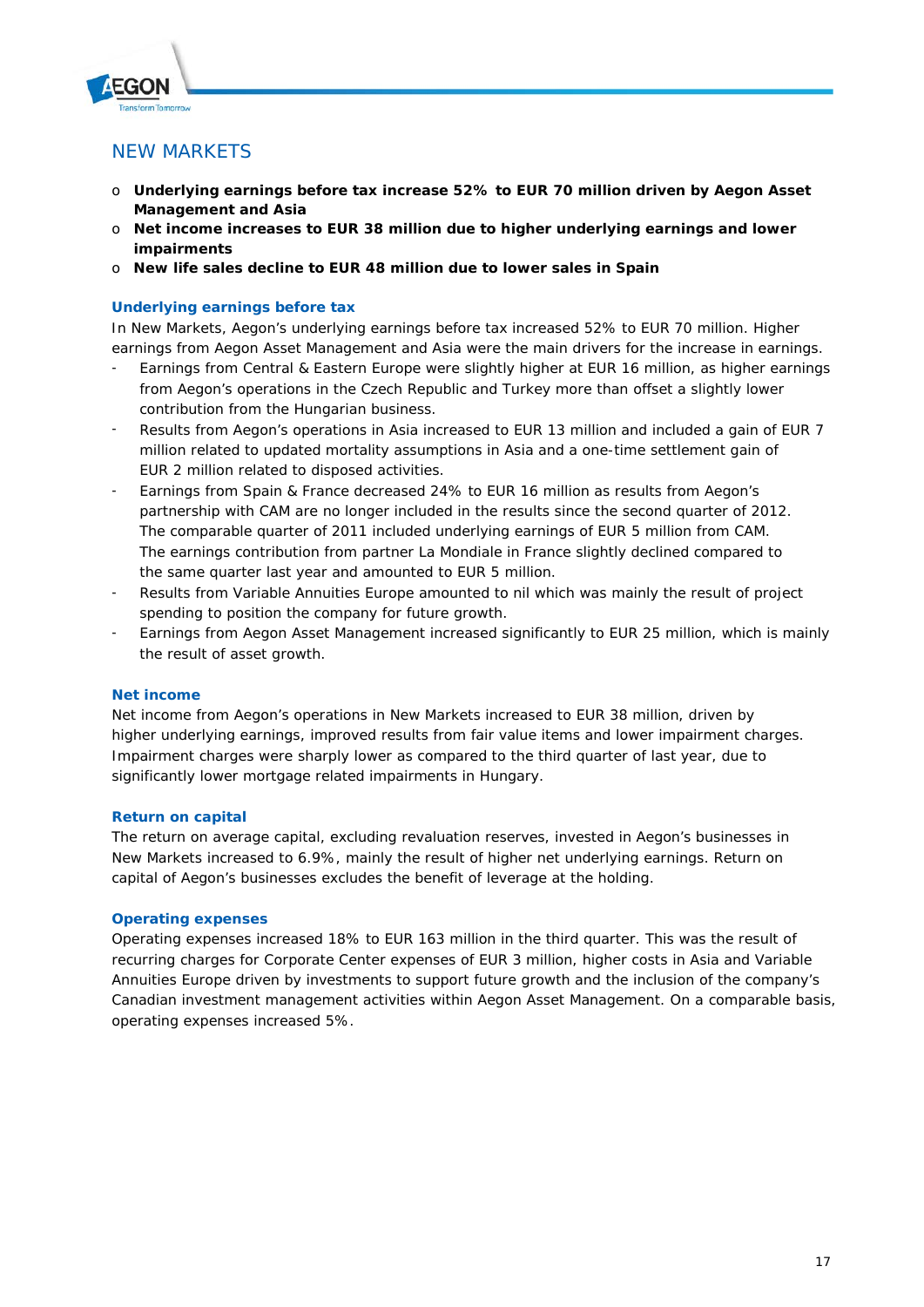## NEW MARKETS

- **Underlying earnings before tax increase 52% to EUR 70 million driven by Aegon Asset Management and Asia**
- **Net income increases to EUR 38 million due to higher underlying earnings and lower impairments**
- **New life sales decline to EUR 48 million due to lower sales in Spain**

### Underlying earnings before tax

In New Markets, Aegon's underlying earnings before tax increased 52% to EUR 70 million. Higher earnings from Aegon Asset Management and Asia were the main drivers for the increase in earnings.

- Earnings from Central & Eastern Europe were slightly higher at EUR 16 million, as higher earnings from Aegon's operations in the Czech Republic and Turkey more than offset a slightly lower contribution from the Hungarian business.
- Results from Aegon's operations in Asia increased to EUR 13 million and included a gain of EUR 7 million related to updated mortality assumptions in Asia and a one-time settlement gain of EUR 2 million related to disposed activities.
- Earnings from Spain & France decreased 24% to EUR 16 million as results from Aegon's partnership with CAM are no longer included in the results since the second quarter of 2012. The comparable quarter of 2011 included underlying earnings of EUR 5 million from CAM. The earnings contribution from partner La Mondiale in France slightly declined compared to the same quarter last year and amounted to EUR 5 million.
- Results from Variable Annuities Europe amounted to nil which was mainly the result of project spending to position the company for future growth.
- Earnings from Aegon Asset Management increased significantly to EUR 25 million, which is mainly the result of asset growth.

### Net income

Net income from Aegon's operations in New Markets increased to EUR 38 million, driven by higher underlying earnings, improved results from fair value items and lower impairment charges. Impairment charges were sharply lower as compared to the third quarter of last year, due to significantly lower mortgage related impairments in Hungary.

### Return on capital

The return on average capital, excluding revaluation reserves, invested in Aegon's businesses in New Markets increased to 6.9%, mainly the result of higher net underlying earnings. Return on capital of Aegon's businesses excludes the benefit of leverage at the holding.

### Operating expenses

Operating expenses increased 18% to EUR 163 million in the third quarter. This was the result of recurring charges for Corporate Center expenses of EUR 3 million, higher costs in Asia and Variable Annuities Europe driven by investments to support future growth and the inclusion of the company's Canadian investment management activities within Aegon Asset Management. On a comparable basis, operating expenses increased 5%.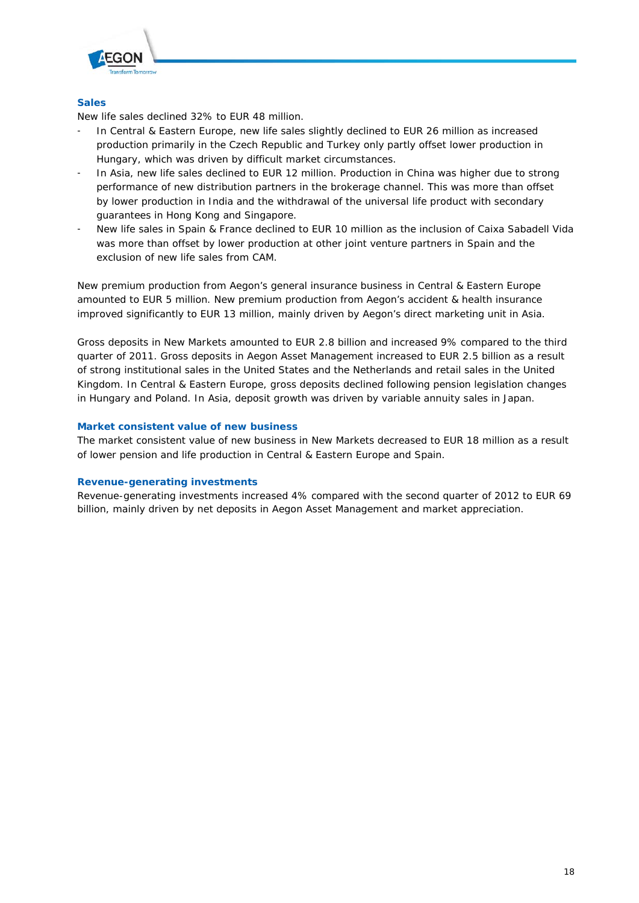### Sales

New life sales declined 32% to EUR 48 million.

- In Central & Eastern Europe, new life sales slightly declined to EUR 26 million as increased production primarily in the Czech Republic and Turkey only partly offset lower production in Hungary, which was driven by difficult market circumstances.
- In Asia, new life sales declined to EUR 12 million. Production in China was higher due to strong performance of new distribution partners in the brokerage channel. This was more than offset by lower production in India and the withdrawal of the universal life product with secondary guarantees in Hong Kong and Singapore.
- New life sales in Spain & France declined to EUR 10 million as the inclusion of Caixa Sabadell Vida was more than offset by lower production at other joint venture partners in Spain and the exclusion of new life sales from CAM.

New premium production from Aegon's general insurance business in Central & Eastern Europe amounted to EUR 5 million. New premium production from Aegon's accident & health insurance improved significantly to EUR 13 million, mainly driven by Aegon's direct marketing unit in Asia.

Gross deposits in New Markets amounted to EUR 2.8 billion and increased 9% compared to the third quarter of 2011. Gross deposits in Aegon Asset Management increased to EUR 2.5 billion as a result of strong institutional sales in the United States and the Netherlands and retail sales in the United Kingdom. In Central & Eastern Europe, gross deposits declined following pension legislation changes in Hungary and Poland. In Asia, deposit growth was driven by variable annuity sales in Japan.

### Market consistent value of new business

The market consistent value of new business in New Markets decreased to EUR 18 million as a result of lower pension and life production in Central & Eastern Europe and Spain.

### Revenue-generating investments

Revenue-generating investments increased 4% compared with the second quarter of 2012 to EUR 69 billion, mainly driven by net deposits in Aegon Asset Management and market appreciation.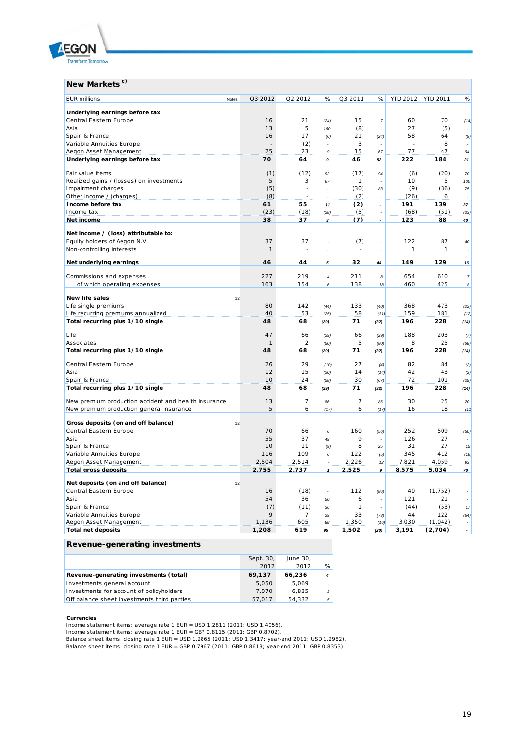## New Markets [c)]

| EUR millions | Notes | Q3 2012 | Q2 2012 | % | Q3 2011 | % | YTD 2012 | YTD 2011 | % |
|---|---|---|---|---|---|---|---|---|---|
| **Underlying earnings before tax** | | | | | | | | | |
| Central Eastern Europe | | 16 | 21 | (24) | 15 | 7 | 60 | 70 | (14) |
| Asia | | 13 | 5 | 160 | (8) | - | 27 | (5) | - |
| Spain & France | | 16 | 17 | (6) | 21 | (24) | 58 | 64 | (9) |
| Variable Annuities Europe | | - | (2) | - | 3 | - | - | 8 | - |
| Aegon Asset Management | | 25 | 23 | 9 | 15 | 67 | 77 | 47 | 64 |
| **Underlying earnings before tax** | | **70** | **64** | 9 | **46** | 52 | **222** | **184** | 21 |
| | | | | | | | | | |
| Fair value items | | (1) | (12) | 92 | (17) | 94 | (6) | (20) | 70 |
| Realized gains / (losses) on investments | | 5 | 3 | 67 | 1 | - | 10 | 5 | 100 |
| Impairment charges | | (5) | - | - | (30) | 83 | (9) | (36) | 75 |
| Other income / (charges) | | (8) | - | - | (2) | - | (26) | 6 | - |
| **Income before tax** | | **61** | **55** | 11 | **(2)** | - | **191** | **139** | 37 |
| Income tax | | (23) | (18) | (28) | (5) | - | (68) | (51) | (33) |
| **Net income** | | **38** | **37** | 3 | **(7)** | - | **123** | **88** | 40 |
| | | | | | | | | | |
| **Net income / (loss) attributable to:** | | | | | | | | | |
| Equity holders of Aegon N.V. | | 37 | 37 | - | (7) | - | 122 | 87 | 40 |
| Non-controlling interests | | 1 | - | - | - | - | 1 | 1 | - |
| | | | | | | | | | |
| **Net underlying earnings** | | **46** | **44** | 5 | **32** | 44 | **149** | **129** | 16 |
| | | | | | | | | | |
| Commissions and expenses | | 227 | 219 | 4 | 211 | 8 | 654 | 610 | 7 |
| of which operating expenses | | 163 | 154 | 6 | 138 | 18 | 460 | 425 | 8 |
| | | | | | | | | | |
| **New life sales** | 12 | | | | | | | | |
| Life single premiums | | 80 | 142 | (44) | 133 | (40) | 368 | 473 | (22) |
| Life recurring premiums annualized | | 40 | 53 | (25) | 58 | (31) | 159 | 181 | (12) |
| **Total recurring plus 1/10 single** | | **48** | **68** | (29) | **71** | (32) | **196** | **228** | (14) |
| | | | | | | | | | |
| Life | | 47 | 66 | (29) | 66 | (29) | 188 | 203 | (7) |
| Associates | | 1 | 2 | (50) | 5 | (80) | 8 | 25 | (68) |
| **Total recurring plus 1/10 single** | | **48** | **68** | (29) | **71** | (32) | **196** | **228** | (14) |
| | | | | | | | | | |
| Central Eastern Europe | | 26 | 29 | (10) | 27 | (4) | 82 | 84 | (2) |
| Asia | | 12 | 15 | (20) | 14 | (14) | 42 | 43 | (2) |
| Spain & France | | 10 | 24 | (58) | 30 | (67) | 72 | 101 | (29) |
| **Total recurring plus 1/10 single** | | **48** | **68** | (29) | **71** | (32) | **196** | **228** | (14) |
| | | | | | | | | | |
| New premium production accident and health insurance | | 13 | 7 | 86 | 7 | 86 | 30 | 25 | 20 |
| New premium production general insurance | | 5 | 6 | (17) | 6 | (17) | 16 | 18 | (11) |
| | | | | | | | | | |
| **Gross deposits (on and off balance)** | 12 | | | | | | | | |
| Central Eastern Europe | | 70 | 66 | 6 | 160 | (56) | 252 | 509 | (50) |
| Asia | | 55 | 37 | 49 | 9 | - | 126 | 27 | - |
| Spain & France | | 10 | 11 | (9) | 8 | 25 | 31 | 27 | 15 |
| Variable Annuities Europe | | 116 | 109 | 6 | 122 | (5) | 345 | 412 | (16) |
| Aegon Asset Management | | 2,504 | 2,514 | - | 2,226 | 12 | 7,821 | 4,059 | 93 |
| **Total gross deposits** | | **2,755** | **2,737** | 1 | **2,525** | 9 | **8,575** | **5,034** | 70 |
| | | | | | | | | | |
| **Net deposits (on and off balance)** | 12 | | | | | | | | |
| Central Eastern Europe | | 16 | (18) | - | 112 | (86) | 40 | (1,752) | - |
| Asia | | 54 | 36 | 50 | 6 | - | 121 | 21 | - |
| Spain & France | | (7) | (11) | 36 | 1 | - | (44) | (53) | 17 |
| Variable Annuities Europe | | 9 | 7 | 29 | 33 | (73) | 44 | 122 | (64) |
| Aegon Asset Management | | 1,136 | 605 | 88 | 1,350 | (16) | 3,030 | (1,042) | - |
| **Total net deposits** | | **1,208** | **619** | 95 | **1,502** | (20) | **3,191** | **(2,704)** | - |

## Revenue-generating investments

| | Sept. 30, 2012 | June 30, 2012 | % |
|---|---|---|---|
| **Revenue-generating investments (total)** | **69,137** | **66,236** | 4 |
| Investments general account | 5,050 | 5,069 | - |
| Investments for account of policyholders | 7,070 | 6,835 | 3 |
| Off balance sheet investments third parties | 57,017 | 54,332 | 5 |

**Currencies**
Income statement items: average rate 1 EUR = USD 1.2811 (2011: USD 1.4056).
Income statement items: average rate 1 EUR = GBP 0.8115 (2011: GBP 0.8702).
Balance sheet items: closing rate 1 EUR = USD 1.2865 (2011: USD 1.3417; year-end 2011: USD 1.2982).
Balance sheet items: closing rate 1 EUR = GBP 0.7967 (2011: GBP 0.8613; year-end 2011: GBP 0.8353).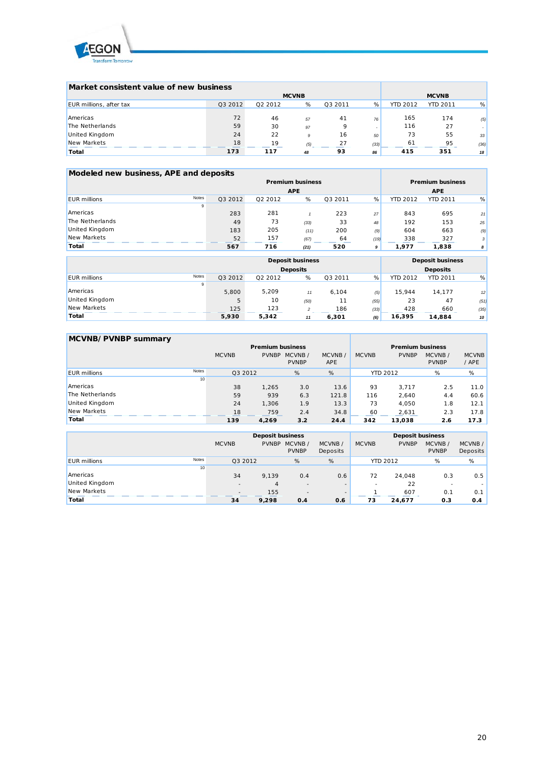## Market consistent value of new business

| EUR millions, after tax | MCVNB | | | | | MCVNB | | |
|---|---|---|---|---|---|---|---|---|
| | Q3 2012 | Q2 2012 | % | Q3 2011 | % | YTD 2012 | YTD 2011 | % |
| Americas | 72 | 46 | 57 | 41 | 76 | 165 | 174 | (5) |
| The Netherlands | 59 | 30 | 97 | 9 | - | 116 | 27 | - |
| United Kingdom | 24 | 22 | 9 | 16 | 50 | 73 | 55 | 33 |
| New Markets | 18 | 19 | (5) | 27 | (33) | 61 | 95 | (36) |
| **Total** | **173** | **117** | **48** | **93** | **86** | **415** | **351** | **18** |

## Modeled new business, APE and deposits

| EUR millions | Notes | Premium business APE | | | | | Premium business APE | | |
|---|---|---|---|---|---|---|---|---|---|
| | | Q3 2012 | Q2 2012 | % | Q3 2011 | % | YTD 2012 | YTD 2011 | % |
| | 9 | | | | | | | | |
| Americas | | 283 | 281 | 1 | 223 | 27 | 843 | 695 | 21 |
| The Netherlands | | 49 | 73 | (33) | 33 | 48 | 192 | 153 | 25 |
| United Kingdom | | 183 | 205 | (11) | 200 | (9) | 604 | 663 | (9) |
| New Markets | | 52 | 157 | (67) | 64 | (19) | 338 | 327 | 3 |
| **Total** | | **567** | **716** | **(21)** | **520** | **9** | **1,977** | **1,838** | **8** |

| EUR millions | Notes | Deposit business Deposits | | | | | Deposit business Deposits | | |
|---|---|---|---|---|---|---|---|---|---|
| | | Q3 2012 | Q2 2012 | % | Q3 2011 | % | YTD 2012 | YTD 2011 | % |
| | 9 | | | | | | | | |
| Americas | | 5,800 | 5,209 | 11 | 6,104 | (5) | 15,944 | 14,177 | 12 |
| United Kingdom | | 5 | 10 | (50) | 11 | (55) | 23 | 47 | (51) |
| New Markets | | 125 | 123 | 2 | 186 | (33) | 428 | 660 | (35) |
| **Total** | | **5,930** | **5,342** | **11** | **6,301** | **(6)** | **16,395** | **14,884** | **10** |

## MCVNB/ PVNBP summary

| EUR millions | Notes | Premium business | | | | Premium business | | | |
|---|---|---|---|---|---|---|---|---|---|
| | | MCVNB | PVNBP | MCVNB / PVNBP | MCVNB / APE | MCVNB | PVNBP | MCVNB / PVNBP | MCVNB / APE |
| | | Q3 2012 | | % | % | YTD 2012 | | % | % |
| | 10 | | | | | | | | |
| Americas | | 38 | 1,265 | 3.0 | 13.6 | 93 | 3,717 | 2.5 | 11.0 |
| The Netherlands | | 59 | 939 | 6.3 | 121.8 | 116 | 2,640 | 4.4 | 60.6 |
| United Kingdom | | 24 | 1,306 | 1.9 | 13.3 | 73 | 4,050 | 1.8 | 12.1 |
| New Markets | | 18 | 759 | 2.4 | 34.8 | 60 | 2,631 | 2.3 | 17.8 |
| **Total** | | **139** | **4,269** | **3.2** | **24.4** | **342** | **13,038** | **2.6** | **17.3** |

| EUR millions | Notes | Deposit business | | | | Deposit business | | | |
|---|---|---|---|---|---|---|---|---|---|
| | | MCVNB | PVNBP | MCVNB / PVNBP | MCVNB / Deposits | MCVNB | PVNBP | MCVNB / PVNBP | MCVNB / Deposits |
| | | Q3 2012 | | % | % | YTD 2012 | | % | % |
| | 10 | | | | | | | | |
| Americas | | 34 | 9,139 | 0.4 | 0.6 | 72 | 24,048 | 0.3 | 0.5 |
| United Kingdom | | - | 4 | - | - | - | 22 | - | - |
| New Markets | | - | 155 | - | - | 1 | 607 | 0.1 | 0.1 |
| **Total** | | **34** | **9,298** | **0.4** | **0.6** | **73** | **24,677** | **0.3** | **0.4** |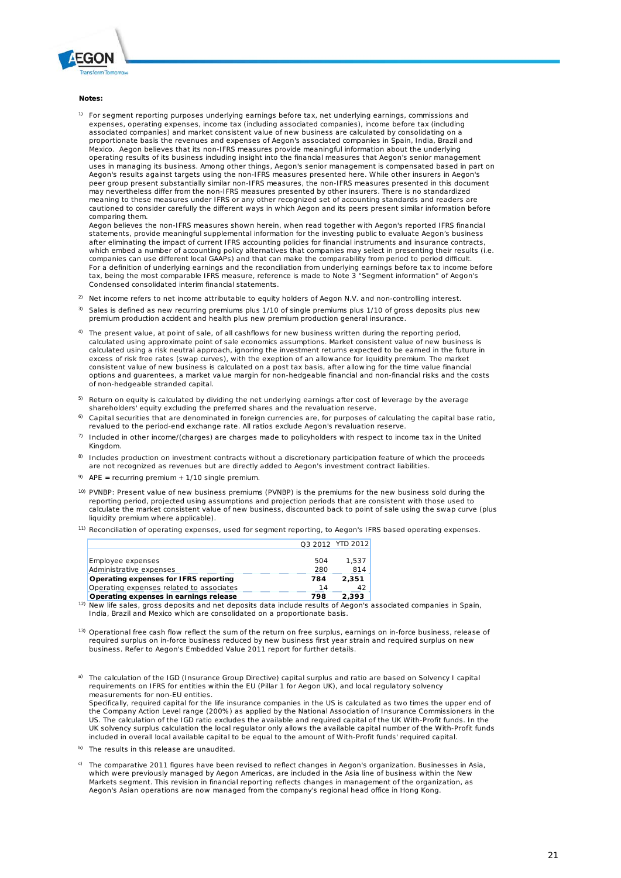**Notes:**

1) For segment reporting purposes underlying earnings before tax, net underlying earnings, commissions and expenses, operating expenses, income tax (including associated companies), income before tax (including associated companies) and market consistent value of new business are calculated by consolidating on a proportionate basis the revenues and expenses of Aegon's associated companies in Spain, India, Brazil and Mexico. Aegon believes that its non-IFRS measures provide meaningful information about the underlying operating results of its business including insight into the financial measures that Aegon's senior management uses in managing its business. Among other things, Aegon's senior management is compensated based in part on Aegon's results against targets using the non-IFRS measures presented here. While other insurers in Aegon's peer group present substantially similar non-IFRS measures, the non-IFRS measures presented in this document may nevertheless differ from the non-IFRS measures presented by other insurers. There is no standardized meaning to these measures under IFRS or any other recognized set of accounting standards and readers are cautioned to consider carefully the different ways in which Aegon and its peers present similar information before comparing them.
Aegon believes the non-IFRS measures shown herein, when read together with Aegon's reported IFRS financial statements, provide meaningful supplemental information for the investing public to evaluate Aegon's business after eliminating the impact of current IFRS accounting policies for financial instruments and insurance contracts, which embed a number of accounting policy alternatives that companies may select in presenting their results (i.e. companies can use different local GAAPs) and that can make the comparability from period to period difficult.
For a definition of underlying earnings and the reconciliation from underlying earnings before tax to income before tax, being the most comparable IFRS measure, reference is made to Note 3 "Segment information" of Aegon's Condensed consolidated interim financial statements.

2) Net income refers to net income attributable to equity holders of Aegon N.V. and non-controlling interest.

3) Sales is defined as new recurring premiums plus 1/10 of single premiums plus 1/10 of gross deposits plus new premium production accident and health plus new premium production general insurance.

4) The present value, at point of sale, of all cashflows for new business written during the reporting period, calculated using approximate point of sale economics assumptions. Market consistent value of new business is calculated using a risk neutral approach, ignoring the investment returns expected to be earned in the future in excess of risk free rates (swap curves), with the exeption of an allowance for liquidity premium. The market consistent value of new business is calculated on a post tax basis, after allowing for the time value financial options and guarentees, a market value margin for non-hedgeable financial and non-financial risks and the costs of non-hedgeable stranded capital.

5) Return on equity is calculated by dividing the net underlying earnings after cost of leverage by the average shareholders' equity excluding the preferred shares and the revaluation reserve.

6) Capital securities that are denominated in foreign currencies are, for purposes of calculating the capital base ratio, revalued to the period-end exchange rate. All ratios exclude Aegon's revaluation reserve.

7) Included in other income/(charges) are charges made to policyholders with respect to income tax in the United Kingdom.

8) Includes production on investment contracts without a discretionary participation feature of which the proceeds are not recognized as revenues but are directly added to Aegon's investment contract liabilities.

9) APE = recurring premium + 1/10 single premium.

10) PVNBP: Present value of new business premiums (PVNBP) is the premiums for the new business sold during the reporting period, projected using assumptions and projection periods that are consistent with those used to calculate the market consistent value of new business, discounted back to point of sale using the swap curve (plus liquidity premium where applicable).

11) Reconciliation of operating expenses, used for segment reporting, to Aegon's IFRS based operating expenses.

| | Q3 2012 | YTD 2012 |
|---|---|---|
| Employee expenses | 504 | 1,537 |
| Administrative expenses | 280 | 814 |
| **Operating expenses for IFRS reporting** | **784** | **2,351** |
| Operating expenses related to associates | 14 | 42 |
| **Operating expenses in earnings release** | **798** | **2,393** |

12) New life sales, gross deposits and net deposits data include results of Aegon's associated companies in Spain, India, Brazil and Mexico which are consolidated on a proportionate basis.

13) Operational free cash flow reflect the sum of the return on free surplus, earnings on in-force business, release of required surplus on in-force business reduced by new business first year strain and required surplus on new business. Refer to Aegon's Embedded Value 2011 report for further details.

a) The calculation of the IGD (Insurance Group Directive) capital surplus and ratio are based on Solvency I capital requirements on IFRS for entities within the EU (Pillar 1 for Aegon UK), and local regulatory solvency measurements for non-EU entities.
Specifically, required capital for the life insurance companies in the US is calculated as two times the upper end of the Company Action Level range (200%) as applied by the National Association of Insurance Commissioners in the US. The calculation of the IGD ratio excludes the available and required capital of the UK With-Profit funds. In the UK solvency surplus calculation the local regulator only allows the available capital number of the With-Profit funds included in overall local available capital to be equal to the amount of With-Profit funds' required capital.

b) The results in this release are unaudited.

c) The comparative 2011 figures have been revised to reflect changes in Aegon's organization. Businesses in Asia, which were previously managed by Aegon Americas, are included in the Asia line of business within the New Markets segment. This revision in financial reporting reflects changes in management of the organization, as Aegon's Asian operations are now managed from the company's regional head office in Hong Kong.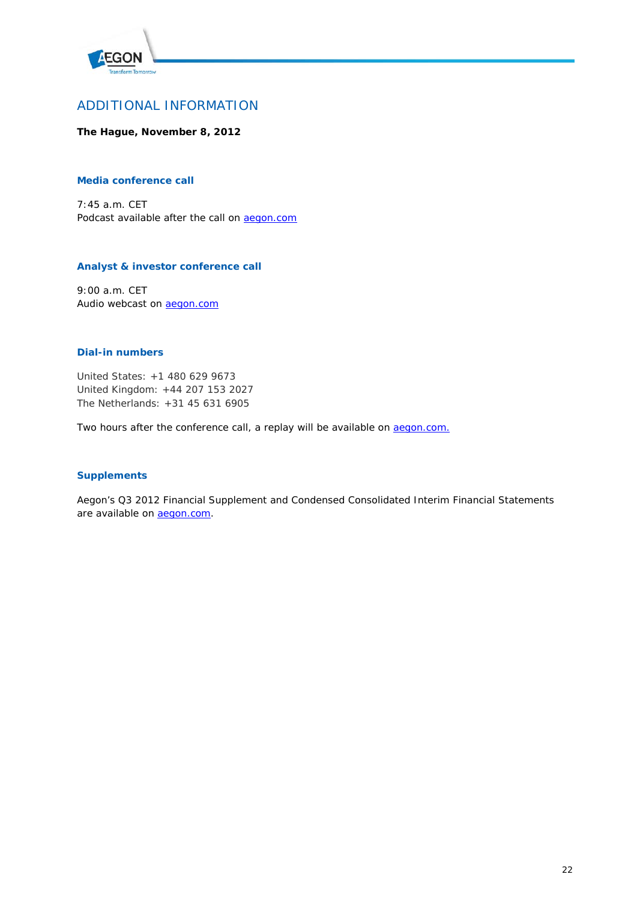## ADDITIONAL INFORMATION

**The Hague, November 8, 2012**

### Media conference call

7:45 a.m. CET
Podcast available after the call on aegon.com

### Analyst & investor conference call

9:00 a.m. CET
Audio webcast on aegon.com

### Dial-in numbers

United States: +1 480 629 9673
United Kingdom: +44 207 153 2027
The Netherlands: +31 45 631 6905

Two hours after the conference call, a replay will be available on aegon.com.

### Supplements

Aegon's Q3 2012 Financial Supplement and Condensed Consolidated Interim Financial Statements are available on aegon.com.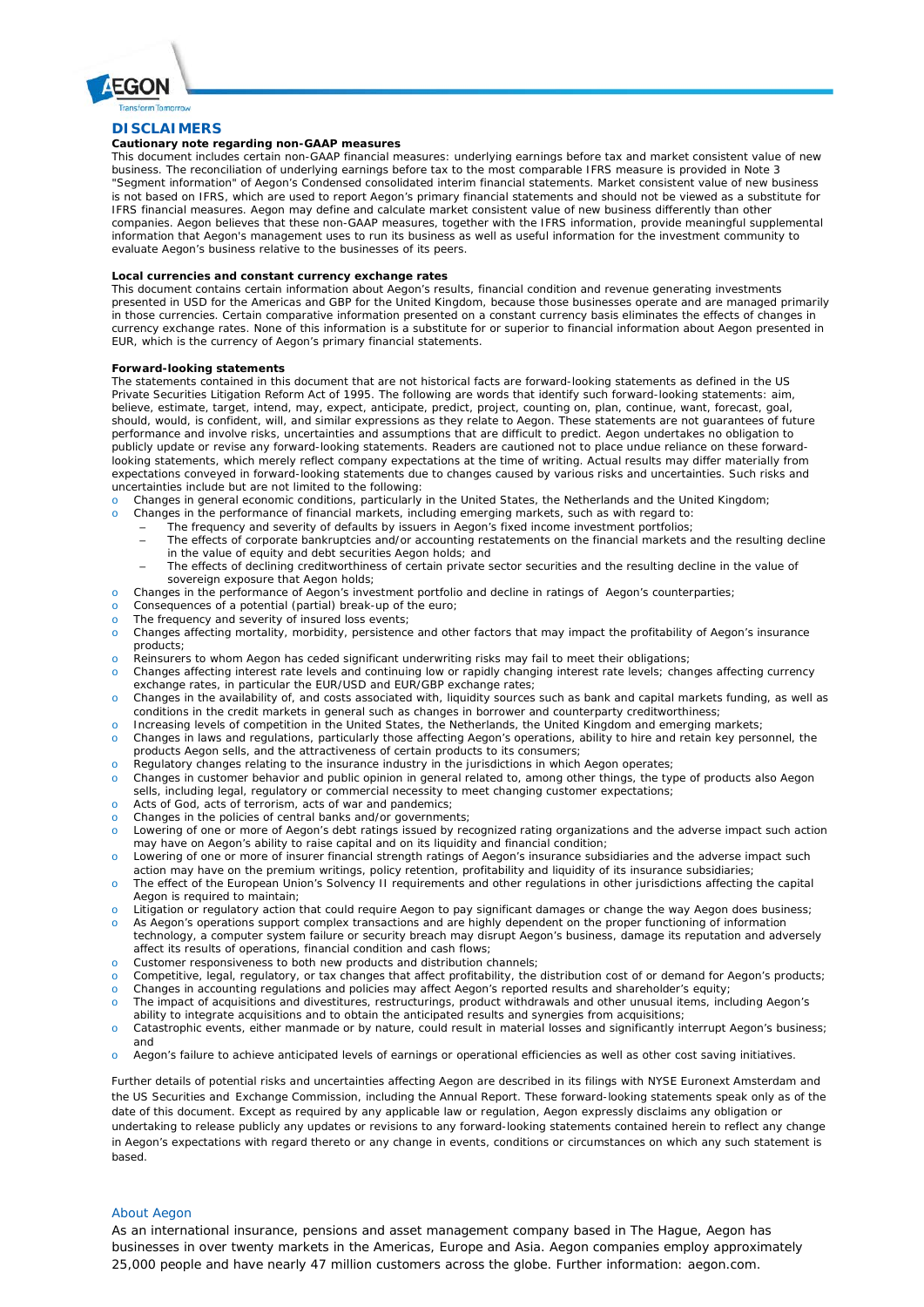## DISCLAIMERS

**Cautionary note regarding non-GAAP measures**

This document includes certain non-GAAP financial measures: underlying earnings before tax and market consistent value of new business. The reconciliation of underlying earnings before tax to the most comparable IFRS measure is provided in Note 3 "Segment information" of Aegon's Condensed consolidated interim financial statements. Market consistent value of new business is not based on IFRS, which are used to report Aegon's primary financial statements and should not be viewed as a substitute for IFRS financial measures. Aegon may define and calculate market consistent value of new business differently than other companies. Aegon believes that these non-GAAP measures, together with the IFRS information, provide meaningful supplemental information that Aegon's management uses to run its business as well as useful information for the investment community to evaluate Aegon's business relative to the businesses of its peers.

**Local currencies and constant currency exchange rates**

This document contains certain information about Aegon's results, financial condition and revenue generating investments presented in USD for the Americas and GBP for the United Kingdom, because those businesses operate and are managed primarily in those currencies. Certain comparative information presented on a constant currency basis eliminates the effects of changes in currency exchange rates. None of this information is a substitute for or superior to financial information about Aegon presented in EUR, which is the currency of Aegon's primary financial statements.

**Forward-looking statements**

The statements contained in this document that are not historical facts are forward-looking statements as defined in the US Private Securities Litigation Reform Act of 1995. The following are words that identify such forward-looking statements: aim, believe, estimate, target, intend, may, expect, anticipate, predict, project, counting on, plan, continue, want, forecast, goal, should, would, is confident, will, and similar expressions as they relate to Aegon. These statements are not guarantees of future performance and involve risks, uncertainties and assumptions that are difficult to predict. Aegon undertakes no obligation to publicly update or revise any forward-looking statements. Readers are cautioned not to place undue reliance on these forward-looking statements, which merely reflect company expectations at the time of writing. Actual results may differ materially from expectations conveyed in forward-looking statements due to changes caused by various risks and uncertainties. Such risks and uncertainties include but are not limited to the following:

- Changes in general economic conditions, particularly in the United States, the Netherlands and the United Kingdom;
- Changes in the performance of financial markets, including emerging markets, such as with regard to:
  - The frequency and severity of defaults by issuers in Aegon's fixed income investment portfolios;
  - The effects of corporate bankruptcies and/or accounting restatements on the financial markets and the resulting decline in the value of equity and debt securities Aegon holds; and
  - The effects of declining creditworthiness of certain private sector securities and the resulting decline in the value of sovereign exposure that Aegon holds;
- Changes in the performance of Aegon's investment portfolio and decline in ratings of Aegon's counterparties;
- Consequences of a potential (partial) break-up of the euro;
- The frequency and severity of insured loss events;
- Changes affecting mortality, morbidity, persistence and other factors that may impact the profitability of Aegon's insurance products;
- Reinsurers to whom Aegon has ceded significant underwriting risks may fail to meet their obligations;
- Changes affecting interest rate levels and continuing low or rapidly changing interest rate levels; changes affecting currency exchange rates, in particular the EUR/USD and EUR/GBP exchange rates;
- Changes in the availability of, and costs associated with, liquidity sources such as bank and capital markets funding, as well as conditions in the credit markets in general such as changes in borrower and counterparty creditworthiness;
- Increasing levels of competition in the United States, the Netherlands, the United Kingdom and emerging markets;
- Changes in laws and regulations, particularly those affecting Aegon's operations, ability to hire and retain key personnel, the products Aegon sells, and the attractiveness of certain products to its consumers;
- Regulatory changes relating to the insurance industry in the jurisdictions in which Aegon operates;
- Changes in customer behavior and public opinion in general related to, among other things, the type of products also Aegon sells, including legal, regulatory or commercial necessity to meet changing customer expectations;
- Acts of God, acts of terrorism, acts of war and pandemics;
- Changes in the policies of central banks and/or governments;
- Lowering of one or more of Aegon's debt ratings issued by recognized rating organizations and the adverse impact such action may have on Aegon's ability to raise capital and on its liquidity and financial condition;
- Lowering of one or more of insurer financial strength ratings of Aegon's insurance subsidiaries and the adverse impact such action may have on the premium writings, policy retention, profitability and liquidity of its insurance subsidiaries;
- The effect of the European Union's Solvency II requirements and other regulations in other jurisdictions affecting the capital Aegon is required to maintain;
- Litigation or regulatory action that could require Aegon to pay significant damages or change the way Aegon does business;
- As Aegon's operations support complex transactions and are highly dependent on the proper functioning of information technology, a computer system failure or security breach may disrupt Aegon's business, damage its reputation and adversely affect its results of operations, financial condition and cash flows;
- Customer responsiveness to both new products and distribution channels;
- Competitive, legal, regulatory, or tax changes that affect profitability, the distribution cost of or demand for Aegon's products;
- Changes in accounting regulations and policies may affect Aegon's reported results and shareholder's equity;
- The impact of acquisitions and divestitures, restructurings, product withdrawals and other unusual items, including Aegon's ability to integrate acquisitions and to obtain the anticipated results and synergies from acquisitions;
- Catastrophic events, either manmade or by nature, could result in material losses and significantly interrupt Aegon's business; and
- Aegon's failure to achieve anticipated levels of earnings or operational efficiencies as well as other cost saving initiatives.

Further details of potential risks and uncertainties affecting Aegon are described in its filings with NYSE Euronext Amsterdam and the US Securities and Exchange Commission, including the Annual Report. These forward-looking statements speak only as of the date of this document. Except as required by any applicable law or regulation, Aegon expressly disclaims any obligation or undertaking to release publicly any updates or revisions to any forward-looking statements contained herein to reflect any change in Aegon's expectations with regard thereto or any change in events, conditions or circumstances on which any such statement is based.

## About Aegon

As an international insurance, pensions and asset management company based in The Hague, Aegon has businesses in over twenty markets in the Americas, Europe and Asia. Aegon companies employ approximately 25,000 people and have nearly 47 million customers across the globe. Further information: aegon.com.